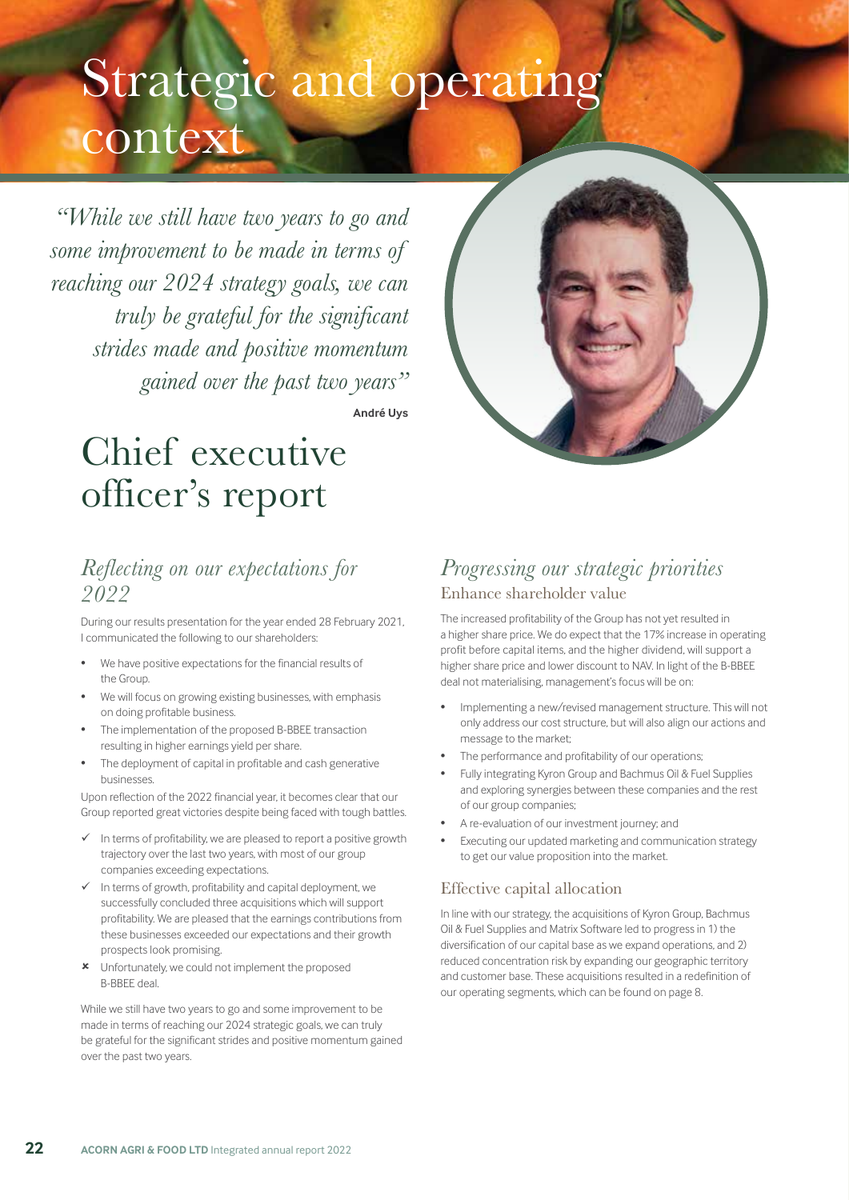# Strategic and operating context

> *"While we still have two years to go and some improvement to be made in terms of reaching our 2024 strategy goals, we can truly be grateful for the significant strides made and positive momentum gained over the past two years"*
>
> **André Uys**

## Chief executive officer's report

### *Reflecting on our expectations for 2022*

During our results presentation for the year ended 28 February 2021, I communicated the following to our shareholders:

- We have positive expectations for the financial results of the Group.
- We will focus on growing existing businesses, with emphasis on doing profitable business.
- The implementation of the proposed B-BBEE transaction resulting in higher earnings yield per share.
- The deployment of capital in profitable and cash generative businesses.

Upon reflection of the 2022 financial year, it becomes clear that our Group reported great victories despite being faced with tough battles.

- ✓ In terms of profitability, we are pleased to report a positive growth trajectory over the last two years, with most of our group companies exceeding expectations.
- ✓ In terms of growth, profitability and capital deployment, we successfully concluded three acquisitions which will support profitability. We are pleased that the earnings contributions from these businesses exceeded our expectations and their growth prospects look promising.
- ✗ Unfortunately, we could not implement the proposed B-BBEE deal.

While we still have two years to go and some improvement to be made in terms of reaching our 2024 strategic goals, we can truly be grateful for the significant strides and positive momentum gained over the past two years.

### *Progressing our strategic priorities*

#### Enhance shareholder value

The increased profitability of the Group has not yet resulted in a higher share price. We do expect that the 17% increase in operating profit before capital items, and the higher dividend, will support a higher share price and lower discount to NAV. In light of the B-BBEE deal not materialising, management's focus will be on:

- Implementing a new/revised management structure. This will not only address our cost structure, but will also align our actions and message to the market;
- The performance and profitability of our operations;
- Fully integrating Kyron Group and Bachmus Oil & Fuel Supplies and exploring synergies between these companies and the rest of our group companies;
- A re-evaluation of our investment journey; and
- Executing our updated marketing and communication strategy to get our value proposition into the market.

#### Effective capital allocation

In line with our strategy, the acquisitions of Kyron Group, Bachmus Oil & Fuel Supplies and Matrix Software led to progress in 1) the diversification of our capital base as we expand operations, and 2) reduced concentration risk by expanding our geographic territory and customer base. These acquisitions resulted in a redefinition of our operating segments, which can be found on page 8.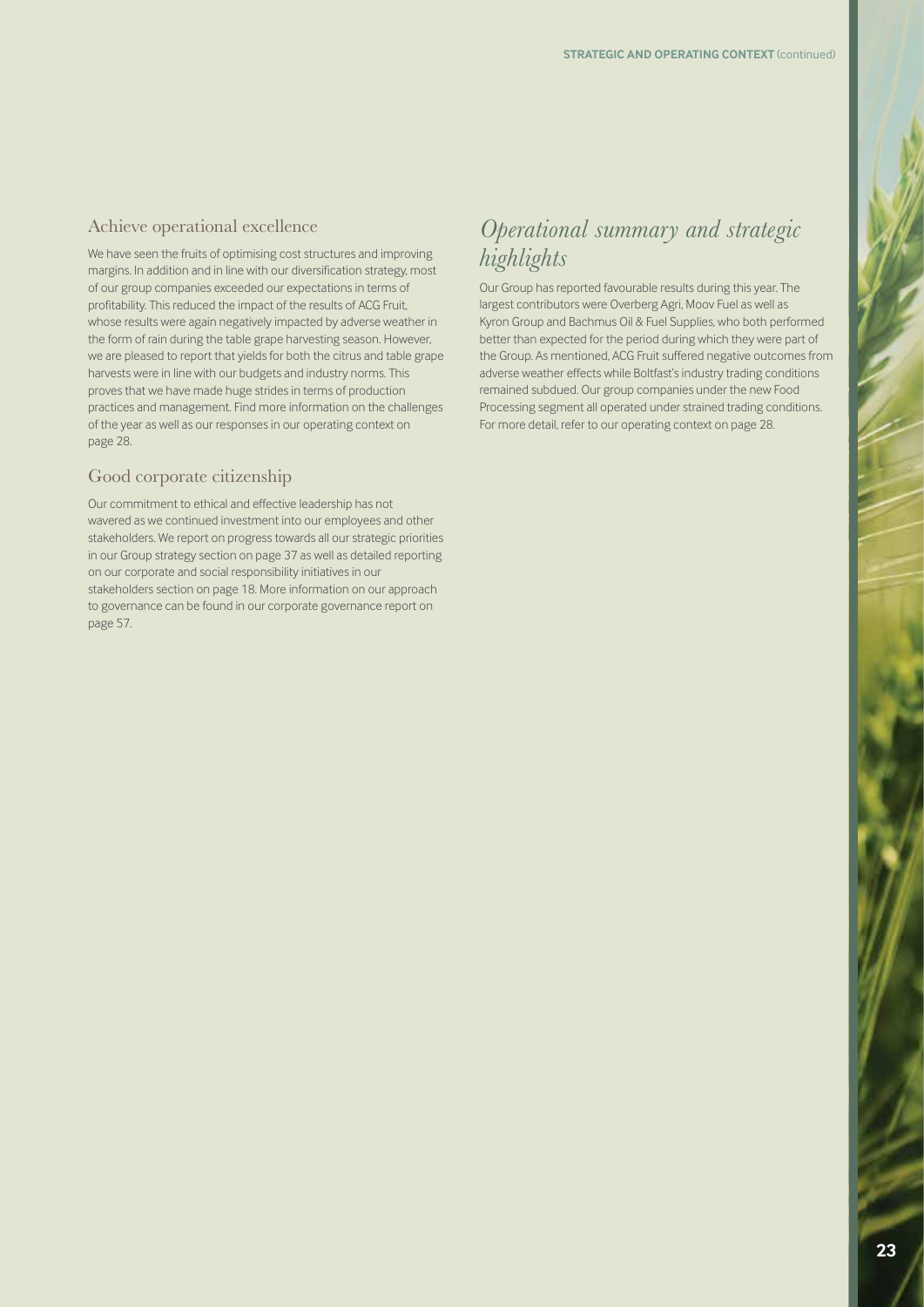### Achieve operational excellence

We have seen the fruits of optimising cost structures and improving margins. In addition and in line with our diversification strategy, most of our group companies exceeded our expectations in terms of profitability. This reduced the impact of the results of ACG Fruit, whose results were again negatively impacted by adverse weather in the form of rain during the table grape harvesting season. However, we are pleased to report that yields for both the citrus and table grape harvests were in line with our budgets and industry norms. This proves that we have made huge strides in terms of production practices and management. Find more information on the challenges of the year as well as our responses in our operating context on page 28.

### Good corporate citizenship

Our commitment to ethical and effective leadership has not wavered as we continued investment into our employees and other stakeholders. We report on progress towards all our strategic priorities in our Group strategy section on page 37 as well as detailed reporting on our corporate and social responsibility initiatives in our stakeholders section on page 18. More information on our approach to governance can be found in our corporate governance report on page 57.

## *Operational summary and strategic highlights*

Our Group has reported favourable results during this year. The largest contributors were Overberg Agri, Moov Fuel as well as Kyron Group and Bachmus Oil & Fuel Supplies, who both performed better than expected for the period during which they were part of the Group. As mentioned, ACG Fruit suffered negative outcomes from adverse weather effects while Boltfast's industry trading conditions remained subdued. Our group companies under the new Food Processing segment all operated under strained trading conditions. For more detail, refer to our operating context on page 28.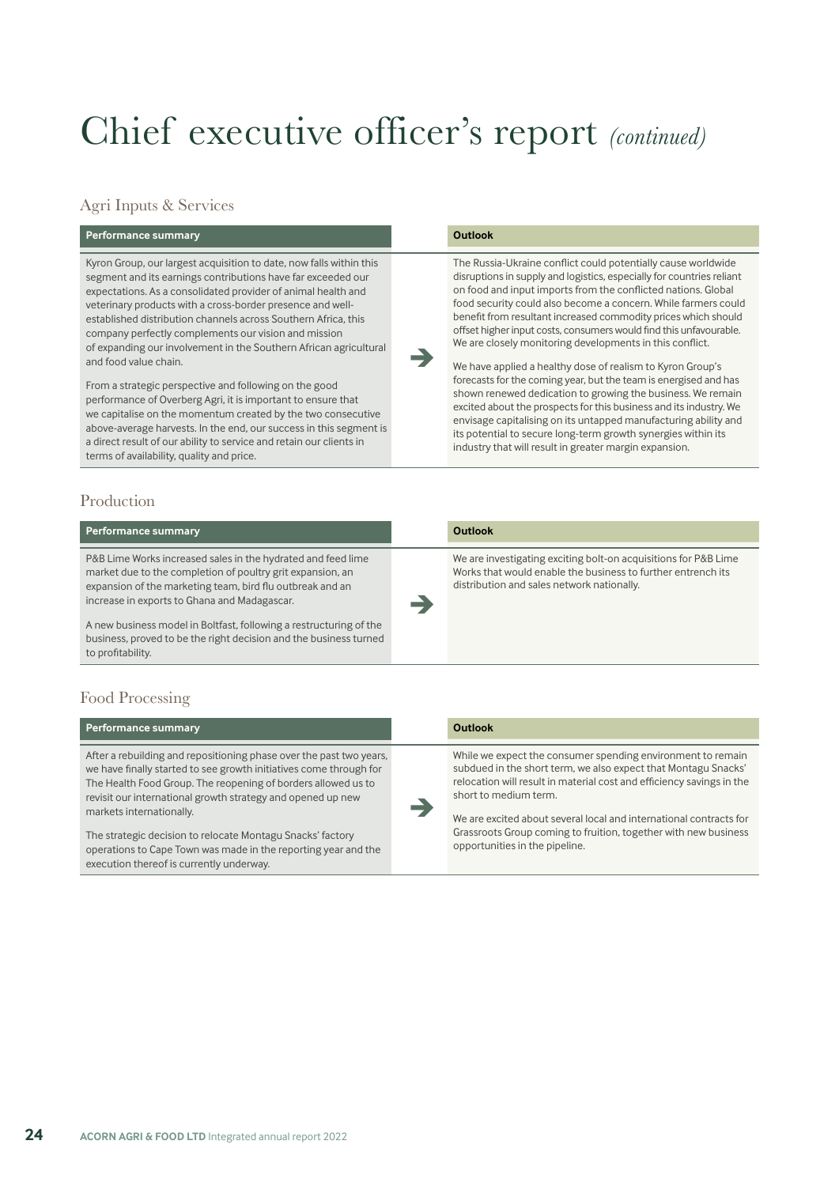# Chief executive officer's report *(continued)*

## Agri Inputs & Services

| Performance summary | Outlook |
| --- | --- |
| Kyron Group, our largest acquisition to date, now falls within this segment and its earnings contributions have far exceeded our expectations. As a consolidated provider of animal health and veterinary products with a cross-border presence and well-established distribution channels across Southern Africa, this company perfectly complements our vision and mission of expanding our involvement in the Southern African agricultural and food value chain.<br><br>From a strategic perspective and following on the good performance of Overberg Agri, it is important to ensure that we capitalise on the momentum created by the two consecutive above-average harvests. In the end, our success in this segment is a direct result of our ability to service and retain our clients in terms of availability, quality and price. | The Russia-Ukraine conflict could potentially cause worldwide disruptions in supply and logistics, especially for countries reliant on food and input imports from the conflicted nations. Global food security could also become a concern. While farmers could benefit from resultant increased commodity prices which should offset higher input costs, consumers would find this unfavourable. We are closely monitoring developments in this conflict.<br><br>We have applied a healthy dose of realism to Kyron Group's forecasts for the coming year, but the team is energised and has shown renewed dedication to growing the business. We remain excited about the prospects for this business and its industry. We envisage capitalising on its untapped manufacturing ability and its potential to secure long-term growth synergies within its industry that will result in greater margin expansion. |

## Production

| Performance summary | Outlook |
| --- | --- |
| P&B Lime Works increased sales in the hydrated and feed lime market due to the completion of poultry grit expansion, an expansion of the marketing team, bird flu outbreak and an increase in exports to Ghana and Madagascar.<br><br>A new business model in Boltfast, following a restructuring of the business, proved to be the right decision and the business turned to profitability. | We are investigating exciting bolt-on acquisitions for P&B Lime Works that would enable the business to further entrench its distribution and sales network nationally. |

## Food Processing

| Performance summary | Outlook |
| --- | --- |
| After a rebuilding and repositioning phase over the past two years, we have finally started to see growth initiatives come through for The Health Food Group. The reopening of borders allowed us to revisit our international growth strategy and opened up new markets internationally.<br><br>The strategic decision to relocate Montagu Snacks' factory operations to Cape Town was made in the reporting year and the execution thereof is currently underway. | While we expect the consumer spending environment to remain subdued in the short term, we also expect that Montagu Snacks' relocation will result in material cost and efficiency savings in the short to medium term.<br><br>We are excited about several local and international contracts for Grassroots Group coming to fruition, together with new business opportunities in the pipeline. |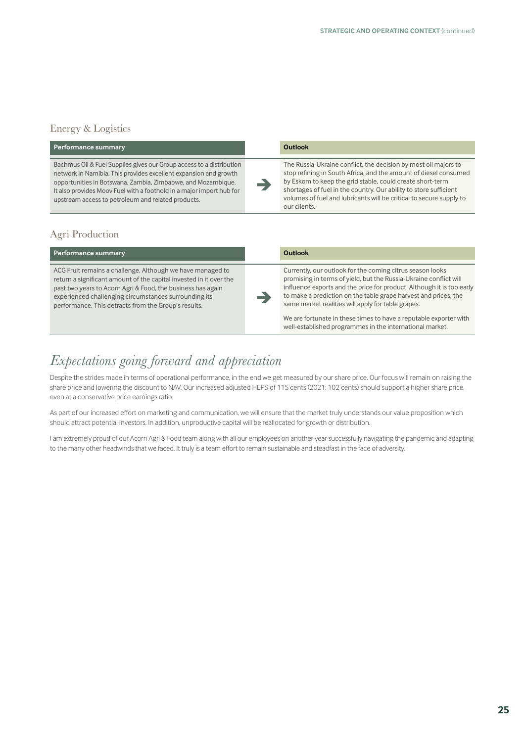## Energy & Logistics

| Performance summary | | Outlook |
|---|---|---|
| Bachmus Oil & Fuel Supplies gives our Group access to a distribution network in Namibia. This provides excellent expansion and growth opportunities in Botswana, Zambia, Zimbabwe, and Mozambique. It also provides Moov Fuel with a foothold in a major import hub for upstream access to petroleum and related products. | ➔ | The Russia-Ukraine conflict, the decision by most oil majors to stop refining in South Africa, and the amount of diesel consumed by Eskom to keep the grid stable, could create short-term shortages of fuel in the country. Our ability to store sufficient volumes of fuel and lubricants will be critical to secure supply to our clients. |

## Agri Production

| Performance summary | | Outlook |
|---|---|---|
| ACG Fruit remains a challenge. Although we have managed to return a significant amount of the capital invested in it over the past two years to Acorn Agri & Food, the business has again experienced challenging circumstances surrounding its performance. This detracts from the Group's results. | ➔ | Currently, our outlook for the coming citrus season looks promising in terms of yield, but the Russia-Ukraine conflict will influence exports and the price for product. Although it is too early to make a prediction on the table grape harvest and prices, the same market realities will apply for table grapes.<br><br>We are fortunate in these times to have a reputable exporter with well-established programmes in the international market. |

# *Expectations going forward and appreciation*

Despite the strides made in terms of operational performance, in the end we get measured by our share price. Our focus will remain on raising the share price and lowering the discount to NAV. Our increased adjusted HEPS of 115 cents (2021: 102 cents) should support a higher share price, even at a conservative price earnings ratio.

As part of our increased effort on marketing and communication, we will ensure that the market truly understands our value proposition which should attract potential investors. In addition, unproductive capital will be reallocated for growth or distribution.

I am extremely proud of our Acorn Agri & Food team along with all our employees on another year successfully navigating the pandemic and adapting to the many other headwinds that we faced. It truly is a team effort to remain sustainable and steadfast in the face of adversity.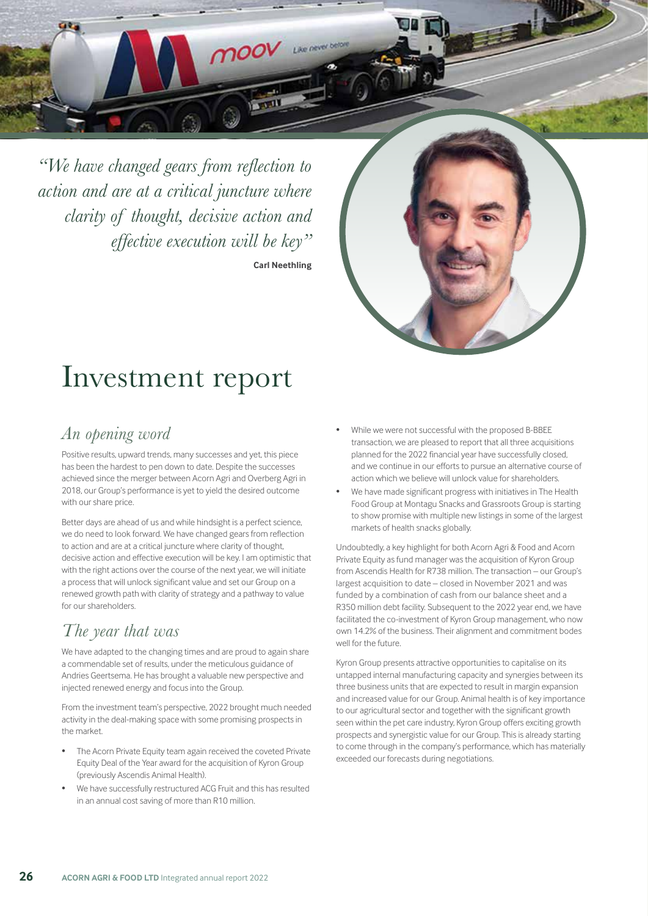*"We have changed gears from reflection to action and are at a critical juncture where clarity of thought, decisive action and effective execution will be key"*

**Carl Neethling**

# Investment report

## *An opening word*

Positive results, upward trends, many successes and yet, this piece has been the hardest to pen down to date. Despite the successes achieved since the merger between Acorn Agri and Overberg Agri in 2018, our Group's performance is yet to yield the desired outcome with our share price.

Better days are ahead of us and while hindsight is a perfect science, we do need to look forward. We have changed gears from reflection to action and are at a critical juncture where clarity of thought, decisive action and effective execution will be key. I am optimistic that with the right actions over the course of the next year, we will initiate a process that will unlock significant value and set our Group on a renewed growth path with clarity of strategy and a pathway to value for our shareholders.

## *The year that was*

We have adapted to the changing times and are proud to again share a commendable set of results, under the meticulous guidance of Andries Geertsema. He has brought a valuable new perspective and injected renewed energy and focus into the Group.

From the investment team's perspective, 2022 brought much needed activity in the deal-making space with some promising prospects in the market.

- The Acorn Private Equity team again received the coveted Private Equity Deal of the Year award for the acquisition of Kyron Group (previously Ascendis Animal Health).
- We have successfully restructured ACG Fruit and this has resulted in an annual cost saving of more than R10 million.
- While we were not successful with the proposed B-BBEE transaction, we are pleased to report that all three acquisitions planned for the 2022 financial year have successfully closed, and we continue in our efforts to pursue an alternative course of action which we believe will unlock value for shareholders.
- We have made significant progress with initiatives in The Health Food Group at Montagu Snacks and Grassroots Group is starting to show promise with multiple new listings in some of the largest markets of health snacks globally.

Undoubtedly, a key highlight for both Acorn Agri & Food and Acorn Private Equity as fund manager was the acquisition of Kyron Group from Ascendis Health for R738 million. The transaction – our Group's largest acquisition to date – closed in November 2021 and was funded by a combination of cash from our balance sheet and a R350 million debt facility. Subsequent to the 2022 year end, we have facilitated the co-investment of Kyron Group management, who now own 14.2% of the business. Their alignment and commitment bodes well for the future.

Kyron Group presents attractive opportunities to capitalise on its untapped internal manufacturing capacity and synergies between its three business units that are expected to result in margin expansion and increased value for our Group. Animal health is of key importance to our agricultural sector and together with the significant growth seen within the pet care industry, Kyron Group offers exciting growth prospects and synergistic value for our Group. This is already starting to come through in the company's performance, which has materially exceeded our forecasts during negotiations.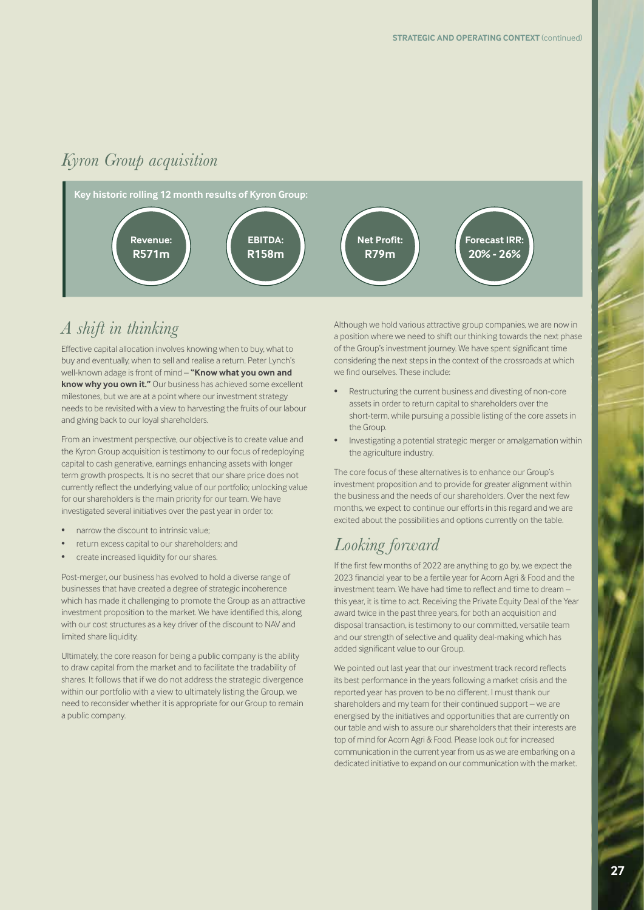## *Kyron Group acquisition*

**Key historic rolling 12 month results of Kyron Group:**

- **Revenue: R571m**
- **EBITDA: R158m**
- **Net Profit: R79m**
- **Forecast IRR: 20% - 26%**

## *A shift in thinking*

Effective capital allocation involves knowing when to buy, what to buy and eventually, when to sell and realise a return. Peter Lynch's well-known adage is front of mind – **"Know what you own and know why you own it."** Our business has achieved some excellent milestones, but we are at a point where our investment strategy needs to be revisited with a view to harvesting the fruits of our labour and giving back to our loyal shareholders.

From an investment perspective, our objective is to create value and the Kyron Group acquisition is testimony to our focus of redeploying capital to cash generative, earnings enhancing assets with longer term growth prospects. It is no secret that our share price does not currently reflect the underlying value of our portfolio; unlocking value for our shareholders is the main priority for our team. We have investigated several initiatives over the past year in order to:

- narrow the discount to intrinsic value;
- return excess capital to our shareholders; and
- create increased liquidity for our shares.

Post-merger, our business has evolved to hold a diverse range of businesses that have created a degree of strategic incoherence which has made it challenging to promote the Group as an attractive investment proposition to the market. We have identified this, along with our cost structures as a key driver of the discount to NAV and limited share liquidity.

Ultimately, the core reason for being a public company is the ability to draw capital from the market and to facilitate the tradability of shares. It follows that if we do not address the strategic divergence within our portfolio with a view to ultimately listing the Group, we need to reconsider whether it is appropriate for our Group to remain a public company.

Although we hold various attractive group companies, we are now in a position where we need to shift our thinking towards the next phase of the Group's investment journey. We have spent significant time considering the next steps in the context of the crossroads at which we find ourselves. These include:

- Restructuring the current business and divesting of non-core assets in order to return capital to shareholders over the short-term, while pursuing a possible listing of the core assets in the Group.
- Investigating a potential strategic merger or amalgamation within the agriculture industry.

The core focus of these alternatives is to enhance our Group's investment proposition and to provide for greater alignment within the business and the needs of our shareholders. Over the next few months, we expect to continue our efforts in this regard and we are excited about the possibilities and options currently on the table.

## *Looking forward*

If the first few months of 2022 are anything to go by, we expect the 2023 financial year to be a fertile year for Acorn Agri & Food and the investment team. We have had time to reflect and time to dream – this year, it is time to act. Receiving the Private Equity Deal of the Year award twice in the past three years, for both an acquisition and disposal transaction, is testimony to our committed, versatile team and our strength of selective and quality deal-making which has added significant value to our Group.

We pointed out last year that our investment track record reflects its best performance in the years following a market crisis and the reported year has proven to be no different. I must thank our shareholders and my team for their continued support – we are energised by the initiatives and opportunities that are currently on our table and wish to assure our shareholders that their interests are top of mind for Acorn Agri & Food. Please look out for increased communication in the current year from us as we are embarking on a dedicated initiative to expand on our communication with the market.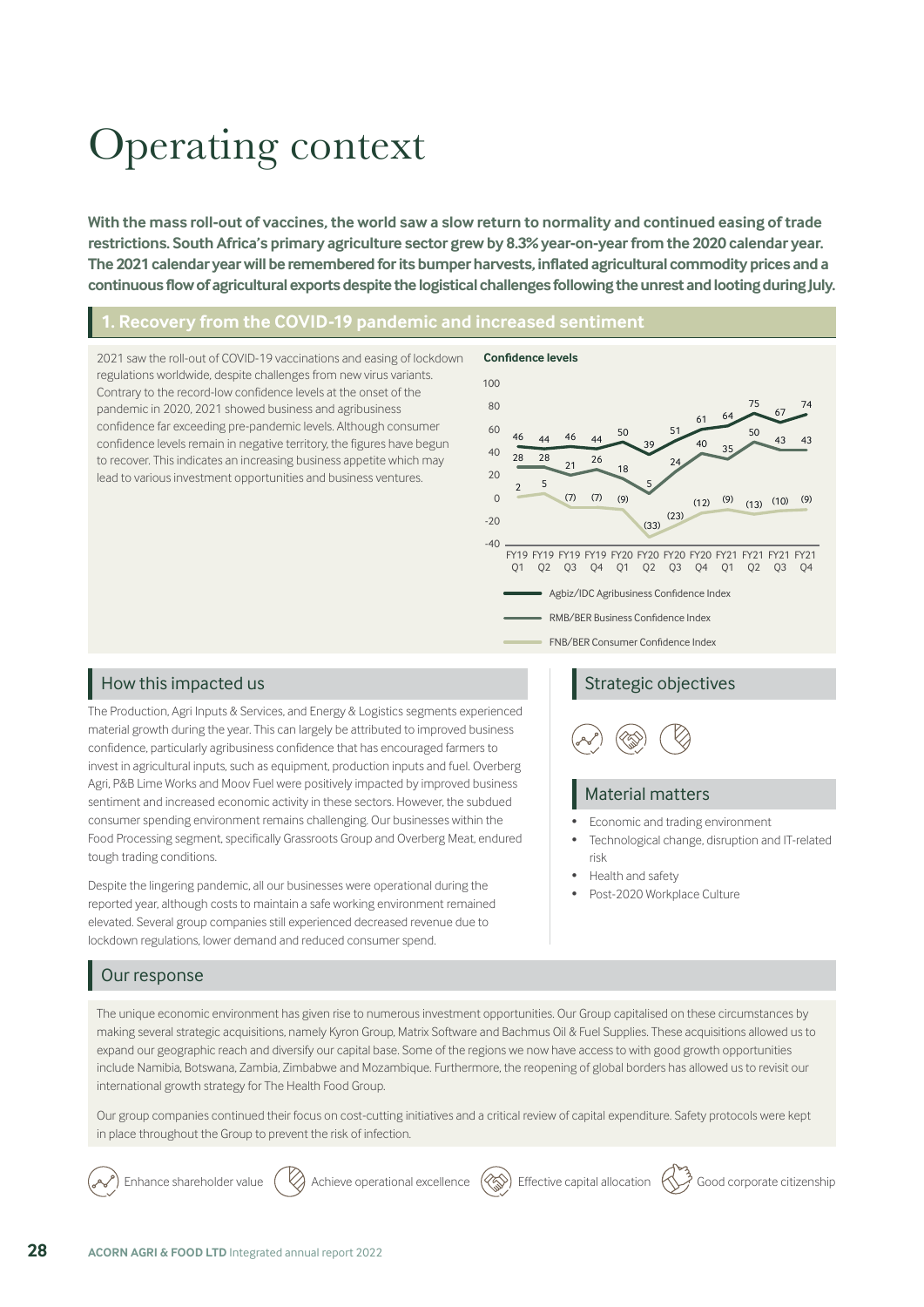# Operating context

**With the mass roll-out of vaccines, the world saw a slow return to normality and continued easing of trade restrictions. South Africa's primary agriculture sector grew by 8.3% year-on-year from the 2020 calendar year. The 2021 calendar year will be remembered for its bumper harvests, inflated agricultural commodity prices and a continuous flow of agricultural exports despite the logistical challenges following the unrest and looting during July.**

## 1. Recovery from the COVID-19 pandemic and increased sentiment

2021 saw the roll-out of COVID-19 vaccinations and easing of lockdown regulations worldwide, despite challenges from new virus variants. Contrary to the record-low confidence levels at the onset of the pandemic in 2020, 2021 showed business and agribusiness confidence far exceeding pre-pandemic levels. Although consumer confidence levels remain in negative territory, the figures have begun to recover. This indicates an increasing business appetite which may lead to various investment opportunities and business ventures.

**Confidence levels**

| | FY19 Q1 | FY19 Q2 | FY19 Q3 | FY19 Q4 | FY20 Q1 | FY20 Q2 | FY20 Q3 | FY20 Q4 | FY21 Q1 | FY21 Q2 | FY21 Q3 | FY21 Q4 |
|---|---|---|---|---|---|---|---|---|---|---|---|---|
| Agbiz/IDC Agribusiness Confidence Index | 46 | 44 | 46 | 44 | 50 | 39 | 51 | 61 | 64 | 75 | 67 | 74 |
| RMB/BER Business Confidence Index | 28 | 28 | 21 | 26 | 18 | 5 | 24 | 40 | 35 | 50 | 43 | 43 |
| FNB/BER Consumer Confidence Index | 2 | 5 | (7) | (7) | (9) | (33) | (23) | (12) | (9) | (13) | (10) | (9) |

### How this impacted us

The Production, Agri Inputs & Services, and Energy & Logistics segments experienced material growth during the year. This can largely be attributed to improved business confidence, particularly agribusiness confidence that has encouraged farmers to invest in agricultural inputs, such as equipment, production inputs and fuel. Overberg Agri, P&B Lime Works and Moov Fuel were positively impacted by improved business sentiment and increased economic activity in these sectors. However, the subdued consumer spending environment remains challenging. Our businesses within the Food Processing segment, specifically Grassroots Group and Overberg Meat, endured tough trading conditions.

Despite the lingering pandemic, all our businesses were operational during the reported year, although costs to maintain a safe working environment remained elevated. Several group companies still experienced decreased revenue due to lockdown regulations, lower demand and reduced consumer spend.

### Strategic objectives

### Material matters

- Economic and trading environment
- Technological change, disruption and IT-related risk
- Health and safety
- Post-2020 Workplace Culture

### Our response

The unique economic environment has given rise to numerous investment opportunities. Our Group capitalised on these circumstances by making several strategic acquisitions, namely Kyron Group, Matrix Software and Bachmus Oil & Fuel Supplies. These acquisitions allowed us to expand our geographic reach and diversify our capital base. Some of the regions we now have access to with good growth opportunities include Namibia, Botswana, Zambia, Zimbabwe and Mozambique. Furthermore, the reopening of global borders has allowed us to revisit our international growth strategy for The Health Food Group.

Our group companies continued their focus on cost-cutting initiatives and a critical review of capital expenditure. Safety protocols were kept in place throughout the Group to prevent the risk of infection.

Enhance shareholder value | Achieve operational excellence | Effective capital allocation | Good corporate citizenship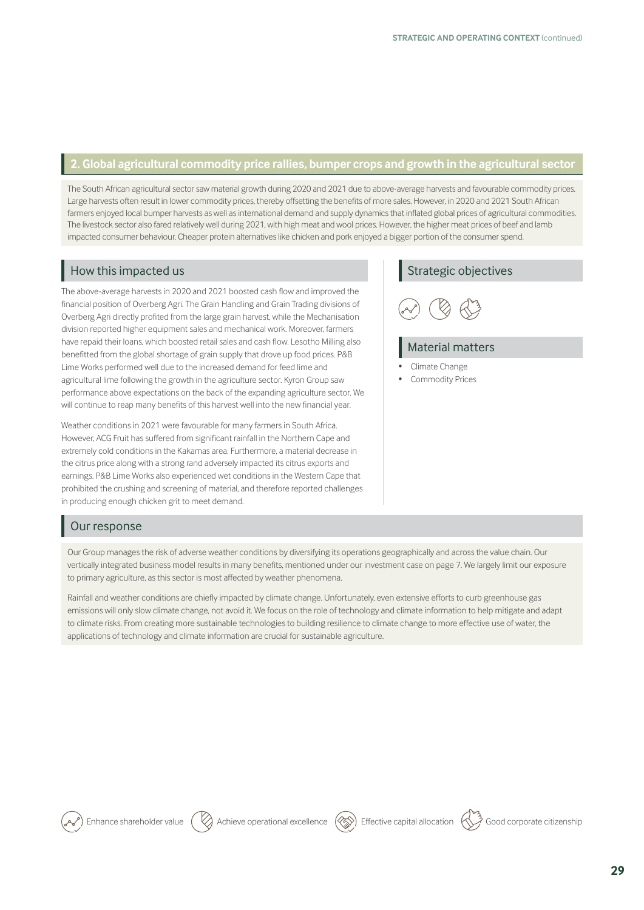## 2. Global agricultural commodity price rallies, bumper crops and growth in the agricultural sector

The South African agricultural sector saw material growth during 2020 and 2021 due to above-average harvests and favourable commodity prices. Large harvests often result in lower commodity prices, thereby offsetting the benefits of more sales. However, in 2020 and 2021 South African farmers enjoyed local bumper harvests as well as international demand and supply dynamics that inflated global prices of agricultural commodities. The livestock sector also fared relatively well during 2021, with high meat and wool prices. However, the higher meat prices of beef and lamb impacted consumer behaviour. Cheaper protein alternatives like chicken and pork enjoyed a bigger portion of the consumer spend.

### How this impacted us

The above-average harvests in 2020 and 2021 boosted cash flow and improved the financial position of Overberg Agri. The Grain Handling and Grain Trading divisions of Overberg Agri directly profited from the large grain harvest, while the Mechanisation division reported higher equipment sales and mechanical work. Moreover, farmers have repaid their loans, which boosted retail sales and cash flow. Lesotho Milling also benefitted from the global shortage of grain supply that drove up food prices. P&B Lime Works performed well due to the increased demand for feed lime and agricultural lime following the growth in the agriculture sector. Kyron Group saw performance above expectations on the back of the expanding agriculture sector. We will continue to reap many benefits of this harvest well into the new financial year.

Weather conditions in 2021 were favourable for many farmers in South Africa. However, ACG Fruit has suffered from significant rainfall in the Northern Cape and extremely cold conditions in the Kakamas area. Furthermore, a material decrease in the citrus price along with a strong rand adversely impacted its citrus exports and earnings. P&B Lime Works also experienced wet conditions in the Western Cape that prohibited the crushing and screening of material, and therefore reported challenges in producing enough chicken grit to meet demand.

### Strategic objectives

### Material matters

- Climate Change
- Commodity Prices

### Our response

Our Group manages the risk of adverse weather conditions by diversifying its operations geographically and across the value chain. Our vertically integrated business model results in many benefits, mentioned under our investment case on page 7. We largely limit our exposure to primary agriculture, as this sector is most affected by weather phenomena.

Rainfall and weather conditions are chiefly impacted by climate change. Unfortunately, even extensive efforts to curb greenhouse gas emissions will only slow climate change, not avoid it. We focus on the role of technology and climate information to help mitigate and adapt to climate risks. From creating more sustainable technologies to building resilience to climate change to more effective use of water, the applications of technology and climate information are crucial for sustainable agriculture.

Enhance shareholder value | Achieve operational excellence | Effective capital allocation | Good corporate citizenship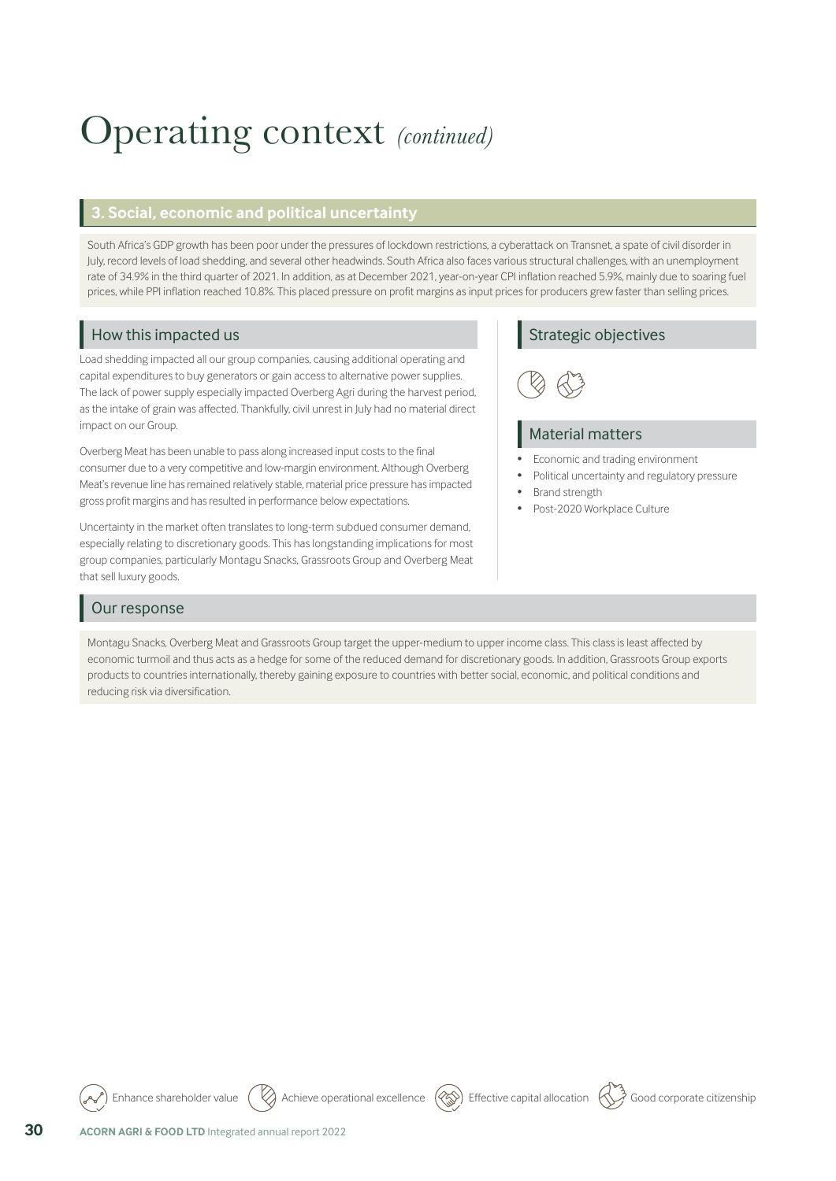# Operating context *(continued)*

## 3. Social, economic and political uncertainty

South Africa's GDP growth has been poor under the pressures of lockdown restrictions, a cyberattack on Transnet, a spate of civil disorder in July, record levels of load shedding, and several other headwinds. South Africa also faces various structural challenges, with an unemployment rate of 34.9% in the third quarter of 2021. In addition, as at December 2021, year-on-year CPI inflation reached 5.9%, mainly due to soaring fuel prices, while PPI inflation reached 10.8%. This placed pressure on profit margins as input prices for producers grew faster than selling prices.

### How this impacted us

Load shedding impacted all our group companies, causing additional operating and capital expenditures to buy generators or gain access to alternative power supplies. The lack of power supply especially impacted Overberg Agri during the harvest period, as the intake of grain was affected. Thankfully, civil unrest in July had no material direct impact on our Group.

Overberg Meat has been unable to pass along increased input costs to the final consumer due to a very competitive and low-margin environment. Although Overberg Meat's revenue line has remained relatively stable, material price pressure has impacted gross profit margins and has resulted in performance below expectations.

Uncertainty in the market often translates to long-term subdued consumer demand, especially relating to discretionary goods. This has longstanding implications for most group companies, particularly Montagu Snacks, Grassroots Group and Overberg Meat that sell luxury goods.

### Strategic objectives

Achieve operational excellence, Good corporate citizenship

### Material matters

- Economic and trading environment
- Political uncertainty and regulatory pressure
- Brand strength
- Post-2020 Workplace Culture

### Our response

Montagu Snacks, Overberg Meat and Grassroots Group target the upper-medium to upper income class. This class is least affected by economic turmoil and thus acts as a hedge for some of the reduced demand for discretionary goods. In addition, Grassroots Group exports products to countries internationally, thereby gaining exposure to countries with better social, economic, and political conditions and reducing risk via diversification.

Enhance shareholder value | Achieve operational excellence | Effective capital allocation | Good corporate citizenship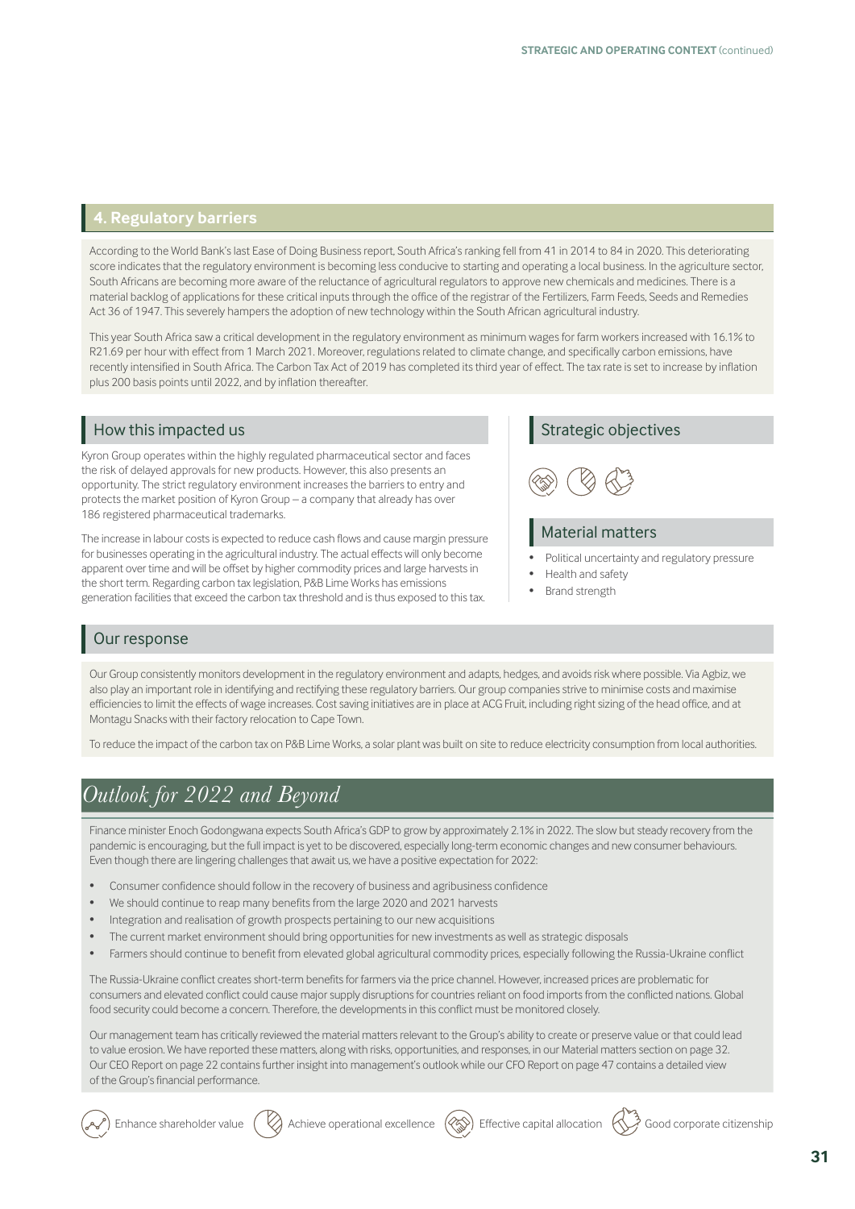## 4. Regulatory barriers

According to the World Bank's last Ease of Doing Business report, South Africa's ranking fell from 41 in 2014 to 84 in 2020. This deteriorating score indicates that the regulatory environment is becoming less conducive to starting and operating a local business. In the agriculture sector, South Africans are becoming more aware of the reluctance of agricultural regulators to approve new chemicals and medicines. There is a material backlog of applications for these critical inputs through the office of the registrar of the Fertilizers, Farm Feeds, Seeds and Remedies Act 36 of 1947. This severely hampers the adoption of new technology within the South African agricultural industry.

This year South Africa saw a critical development in the regulatory environment as minimum wages for farm workers increased with 16.1% to R21.69 per hour with effect from 1 March 2021. Moreover, regulations related to climate change, and specifically carbon emissions, have recently intensified in South Africa. The Carbon Tax Act of 2019 has completed its third year of effect. The tax rate is set to increase by inflation plus 200 basis points until 2022, and by inflation thereafter.

### How this impacted us

Kyron Group operates within the highly regulated pharmaceutical sector and faces the risk of delayed approvals for new products. However, this also presents an opportunity. The strict regulatory environment increases the barriers to entry and protects the market position of Kyron Group – a company that already has over 186 registered pharmaceutical trademarks.

The increase in labour costs is expected to reduce cash flows and cause margin pressure for businesses operating in the agricultural industry. The actual effects will only become apparent over time and will be offset by higher commodity prices and large harvests in the short term. Regarding carbon tax legislation, P&B Lime Works has emissions generation facilities that exceed the carbon tax threshold and is thus exposed to this tax.

### Strategic objectives

### Material matters

- Political uncertainty and regulatory pressure
- Health and safety
- Brand strength

### Our response

Our Group consistently monitors development in the regulatory environment and adapts, hedges, and avoids risk where possible. Via Agbiz, we also play an important role in identifying and rectifying these regulatory barriers. Our group companies strive to minimise costs and maximise efficiencies to limit the effects of wage increases. Cost saving initiatives are in place at ACG Fruit, including right sizing of the head office, and at Montagu Snacks with their factory relocation to Cape Town.

To reduce the impact of the carbon tax on P&B Lime Works, a solar plant was built on site to reduce electricity consumption from local authorities.

## *Outlook for 2022 and Beyond*

Finance minister Enoch Godongwana expects South Africa's GDP to grow by approximately 2.1% in 2022. The slow but steady recovery from the pandemic is encouraging, but the full impact is yet to be discovered, especially long-term economic changes and new consumer behaviours. Even though there are lingering challenges that await us, we have a positive expectation for 2022:

- Consumer confidence should follow in the recovery of business and agribusiness confidence
- We should continue to reap many benefits from the large 2020 and 2021 harvests
- Integration and realisation of growth prospects pertaining to our new acquisitions
- The current market environment should bring opportunities for new investments as well as strategic disposals
- Farmers should continue to benefit from elevated global agricultural commodity prices, especially following the Russia-Ukraine conflict

The Russia-Ukraine conflict creates short-term benefits for farmers via the price channel. However, increased prices are problematic for consumers and elevated conflict could cause major supply disruptions for countries reliant on food imports from the conflicted nations. Global food security could become a concern. Therefore, the developments in this conflict must be monitored closely.

Our management team has critically reviewed the material matters relevant to the Group's ability to create or preserve value or that could lead to value erosion. We have reported these matters, along with risks, opportunities, and responses, in our Material matters section on page 32. Our CEO Report on page 22 contains further insight into management's outlook while our CFO Report on page 47 contains a detailed view of the Group's financial performance.

Enhance shareholder value | Achieve operational excellence | Effective capital allocation | Good corporate citizenship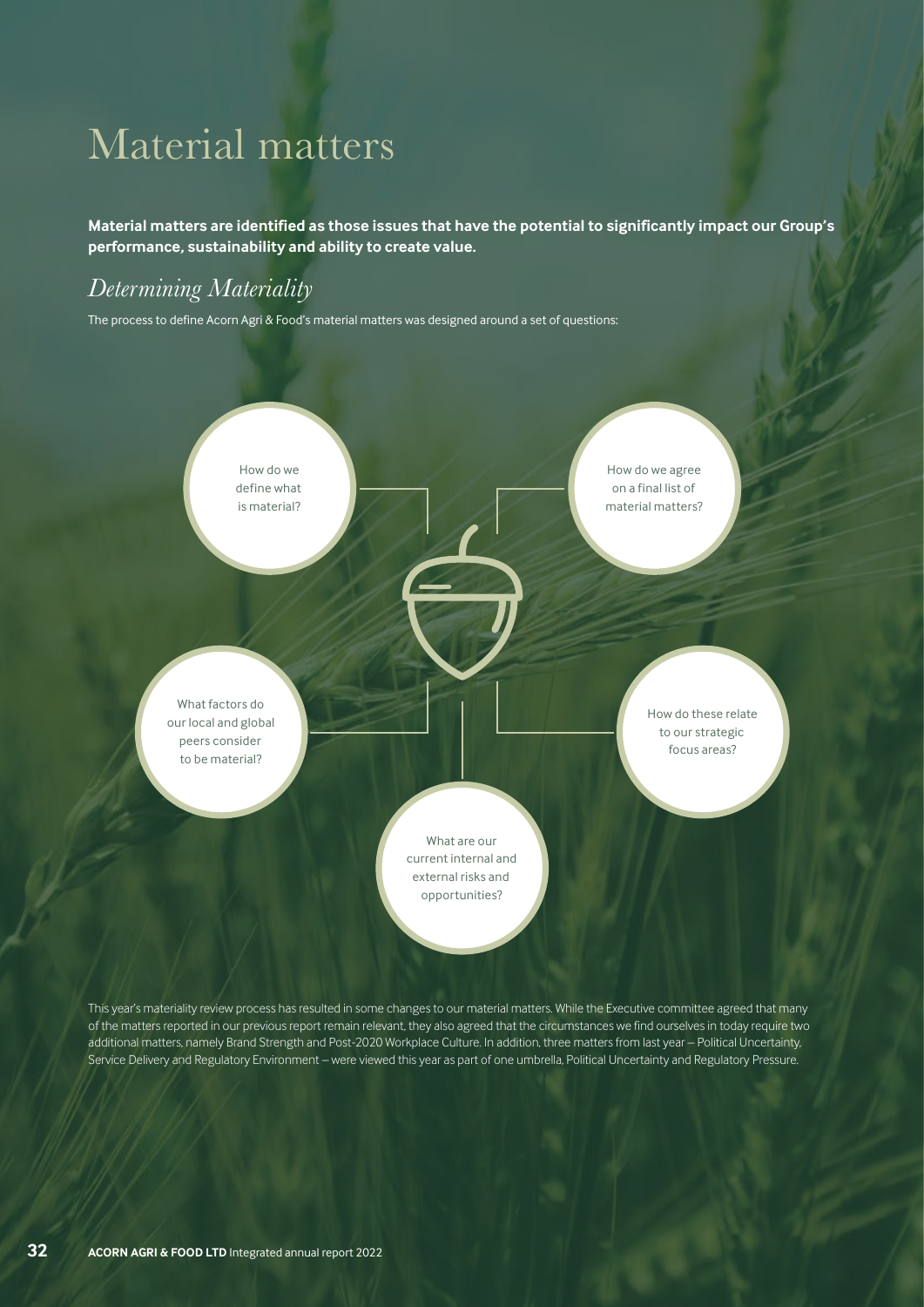# Material matters

**Material matters are identified as those issues that have the potential to significantly impact our Group's performance, sustainability and ability to create value.**

## *Determining Materiality*

The process to define Acorn Agri & Food's material matters was designed around a set of questions:

- How do we define what is material?
- How do we agree on a final list of material matters?
- What factors do our local and global peers consider to be material?
- How do these relate to our strategic focus areas?
- What are our current internal and external risks and opportunities?

This year's materiality review process has resulted in some changes to our material matters. While the Executive committee agreed that many of the matters reported in our previous report remain relevant, they also agreed that the circumstances we find ourselves in today require two additional matters, namely Brand Strength and Post-2020 Workplace Culture. In addition, three matters from last year – Political Uncertainty, Service Delivery and Regulatory Environment – were viewed this year as part of one umbrella, Political Uncertainty and Regulatory Pressure.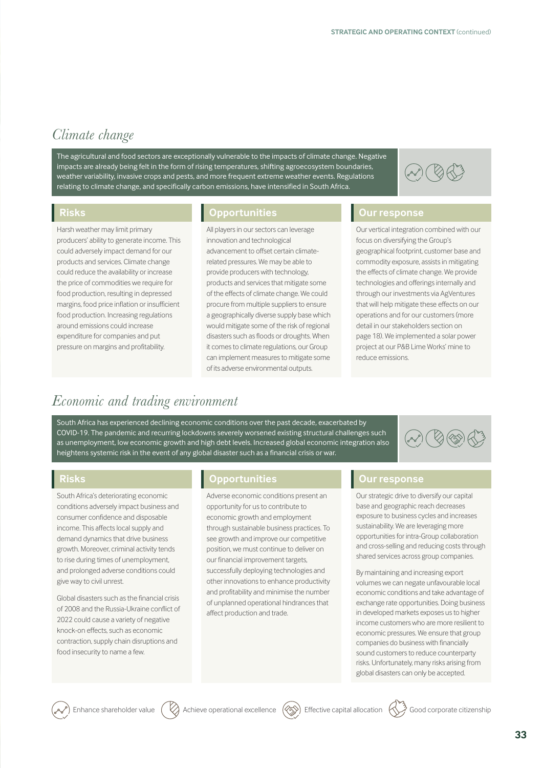## *Climate change*

The agricultural and food sectors are exceptionally vulnerable to the impacts of climate change. Negative impacts are already being felt in the form of rising temperatures, shifting agroecosystem boundaries, weather variability, invasive crops and pests, and more frequent extreme weather events. Regulations relating to climate change, and specifically carbon emissions, have intensified in South Africa.

### Risks

Harsh weather may limit primary producers' ability to generate income. This could adversely impact demand for our products and services. Climate change could reduce the availability or increase the price of commodities we require for food production, resulting in depressed margins, food price inflation or insufficient food production. Increasing regulations around emissions could increase expenditure for companies and put pressure on margins and profitability.

### Opportunities

All players in our sectors can leverage innovation and technological advancement to offset certain climate-related pressures. We may be able to provide producers with technology, products and services that mitigate some of the effects of climate change. We could procure from multiple suppliers to ensure a geographically diverse supply base which would mitigate some of the risk of regional disasters such as floods or droughts. When it comes to climate regulations, our Group can implement measures to mitigate some of its adverse environmental outputs.

### Our response

Our vertical integration combined with our focus on diversifying the Group's geographical footprint, customer base and commodity exposure, assists in mitigating the effects of climate change. We provide technologies and offerings internally and through our investments via AgVentures that will help mitigate these effects on our operations and for our customers (more detail in our stakeholders section on page 18). We implemented a solar power project at our P&B Lime Works' mine to reduce emissions.

## *Economic and trading environment*

South Africa has experienced declining economic conditions over the past decade, exacerbated by COVID-19. The pandemic and recurring lockdowns severely worsened existing structural challenges such as unemployment, low economic growth and high debt levels. Increased global economic integration also heightens systemic risk in the event of any global disaster such as a financial crisis or war.

### Risks

South Africa's deteriorating economic conditions adversely impact business and consumer confidence and disposable income. This affects local supply and demand dynamics that drive business growth. Moreover, criminal activity tends to rise during times of unemployment, and prolonged adverse conditions could give way to civil unrest.

Global disasters such as the financial crisis of 2008 and the Russia-Ukraine conflict of 2022 could cause a variety of negative knock-on effects, such as economic contraction, supply chain disruptions and food insecurity to name a few.

### Opportunities

Adverse economic conditions present an opportunity for us to contribute to economic growth and employment through sustainable business practices. To see growth and improve our competitive position, we must continue to deliver on our financial improvement targets, successfully deploying technologies and other innovations to enhance productivity and profitability and minimise the number of unplanned operational hindrances that affect production and trade.

### Our response

Our strategic drive to diversify our capital base and geographic reach decreases exposure to business cycles and increases sustainability. We are leveraging more opportunities for intra-Group collaboration and cross-selling and reducing costs through shared services across group companies.

By maintaining and increasing export volumes we can negate unfavourable local economic conditions and take advantage of exchange rate opportunities. Doing business in developed markets exposes us to higher income customers who are more resilient to economic pressures. We ensure that group companies do business with financially sound customers to reduce counterparty risks. Unfortunately, many risks arising from global disasters can only be accepted.

Enhance shareholder value | Achieve operational excellence | Effective capital allocation | Good corporate citizenship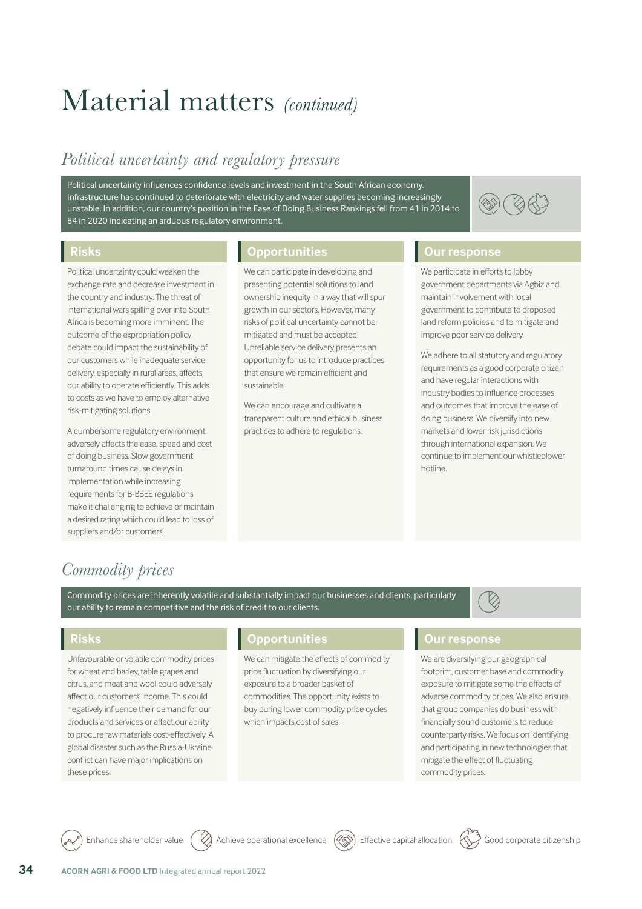# Material matters *(continued)*

## *Political uncertainty and regulatory pressure*

Political uncertainty influences confidence levels and investment in the South African economy. Infrastructure has continued to deteriorate with electricity and water supplies becoming increasingly unstable. In addition, our country's position in the Ease of Doing Business Rankings fell from 41 in 2014 to 84 in 2020 indicating an arduous regulatory environment.

### Risks

Political uncertainty could weaken the exchange rate and decrease investment in the country and industry. The threat of international wars spilling over into South Africa is becoming more imminent. The outcome of the expropriation policy debate could impact the sustainability of our customers while inadequate service delivery, especially in rural areas, affects our ability to operate efficiently. This adds to costs as we have to employ alternative risk-mitigating solutions.

A cumbersome regulatory environment adversely affects the ease, speed and cost of doing business. Slow government turnaround times cause delays in implementation while increasing requirements for B-BBEE regulations make it challenging to achieve or maintain a desired rating which could lead to loss of suppliers and/or customers.

### Opportunities

We can participate in developing and presenting potential solutions to land ownership inequity in a way that will spur growth in our sectors. However, many risks of political uncertainty cannot be mitigated and must be accepted. Unreliable service delivery presents an opportunity for us to introduce practices that ensure we remain efficient and sustainable.

We can encourage and cultivate a transparent culture and ethical business practices to adhere to regulations.

### Our response

We participate in efforts to lobby government departments via Agbiz and maintain involvement with local government to contribute to proposed land reform policies and to mitigate and improve poor service delivery.

We adhere to all statutory and regulatory requirements as a good corporate citizen and have regular interactions with industry bodies to influence processes and outcomes that improve the ease of doing business. We diversify into new markets and lower risk jurisdictions through international expansion. We continue to implement our whistleblower hotline.

## *Commodity prices*

Commodity prices are inherently volatile and substantially impact our businesses and clients, particularly our ability to remain competitive and the risk of credit to our clients.

### Risks

Unfavourable or volatile commodity prices for wheat and barley, table grapes and citrus, and meat and wool could adversely affect our customers' income. This could negatively influence their demand for our products and services or affect our ability to procure raw materials cost-effectively. A global disaster such as the Russia-Ukraine conflict can have major implications on these prices.

### Opportunities

We can mitigate the effects of commodity price fluctuation by diversifying our exposure to a broader basket of commodities. The opportunity exists to buy during lower commodity price cycles which impacts cost of sales.

### Our response

We are diversifying our geographical footprint, customer base and commodity exposure to mitigate some the effects of adverse commodity prices. We also ensure that group companies do business with financially sound customers to reduce counterparty risks. We focus on identifying and participating in new technologies that mitigate the effect of fluctuating commodity prices.

Enhance shareholder value | Achieve operational excellence | Effective capital allocation | Good corporate citizenship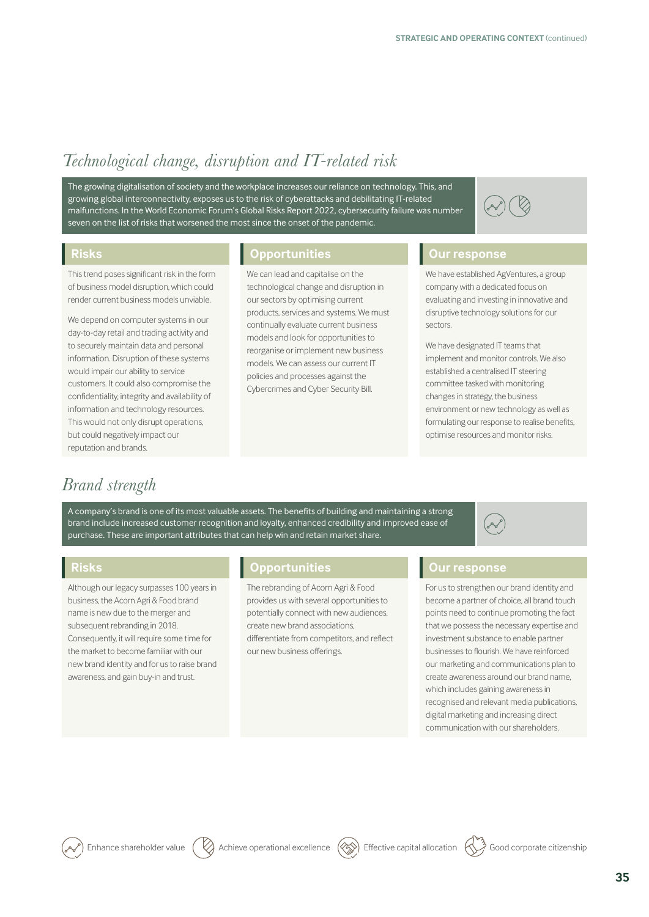## *Technological change, disruption and IT-related risk*

The growing digitalisation of society and the workplace increases our reliance on technology. This, and growing global interconnectivity, exposes us to the risk of cyberattacks and debilitating IT-related malfunctions. In the World Economic Forum's Global Risks Report 2022, cybersecurity failure was number seven on the list of risks that worsened the most since the onset of the pandemic.

### Risks

This trend poses significant risk in the form of business model disruption, which could render current business models unviable.

We depend on computer systems in our day-to-day retail and trading activity and to securely maintain data and personal information. Disruption of these systems would impair our ability to service customers. It could also compromise the confidentiality, integrity and availability of information and technology resources. This would not only disrupt operations, but could negatively impact our reputation and brands.

### Opportunities

We can lead and capitalise on the technological change and disruption in our sectors by optimising current products, services and systems. We must continually evaluate current business models and look for opportunities to reorganise or implement new business models. We can assess our current IT policies and processes against the Cybercrimes and Cyber Security Bill.

### Our response

We have established AgVentures, a group company with a dedicated focus on evaluating and investing in innovative and disruptive technology solutions for our sectors.

We have designated IT teams that implement and monitor controls. We also established a centralised IT steering committee tasked with monitoring changes in strategy, the business environment or new technology as well as formulating our response to realise benefits, optimise resources and monitor risks.

## *Brand strength*

A company's brand is one of its most valuable assets. The benefits of building and maintaining a strong brand include increased customer recognition and loyalty, enhanced credibility and improved ease of purchase. These are important attributes that can help win and retain market share.

### Risks

Although our legacy surpasses 100 years in business, the Acorn Agri & Food brand name is new due to the merger and subsequent rebranding in 2018. Consequently, it will require some time for the market to become familiar with our new brand identity and for us to raise brand awareness, and gain buy-in and trust.

### Opportunities

The rebranding of Acorn Agri & Food provides us with several opportunities to potentially connect with new audiences, create new brand associations, differentiate from competitors, and reflect our new business offerings.

### Our response

For us to strengthen our brand identity and become a partner of choice, all brand touch points need to continue promoting the fact that we possess the necessary expertise and investment substance to enable partner businesses to flourish. We have reinforced our marketing and communications plan to create awareness around our brand name, which includes gaining awareness in recognised and relevant media publications, digital marketing and increasing direct communication with our shareholders.

Enhance shareholder value | Achieve operational excellence | Effective capital allocation | Good corporate citizenship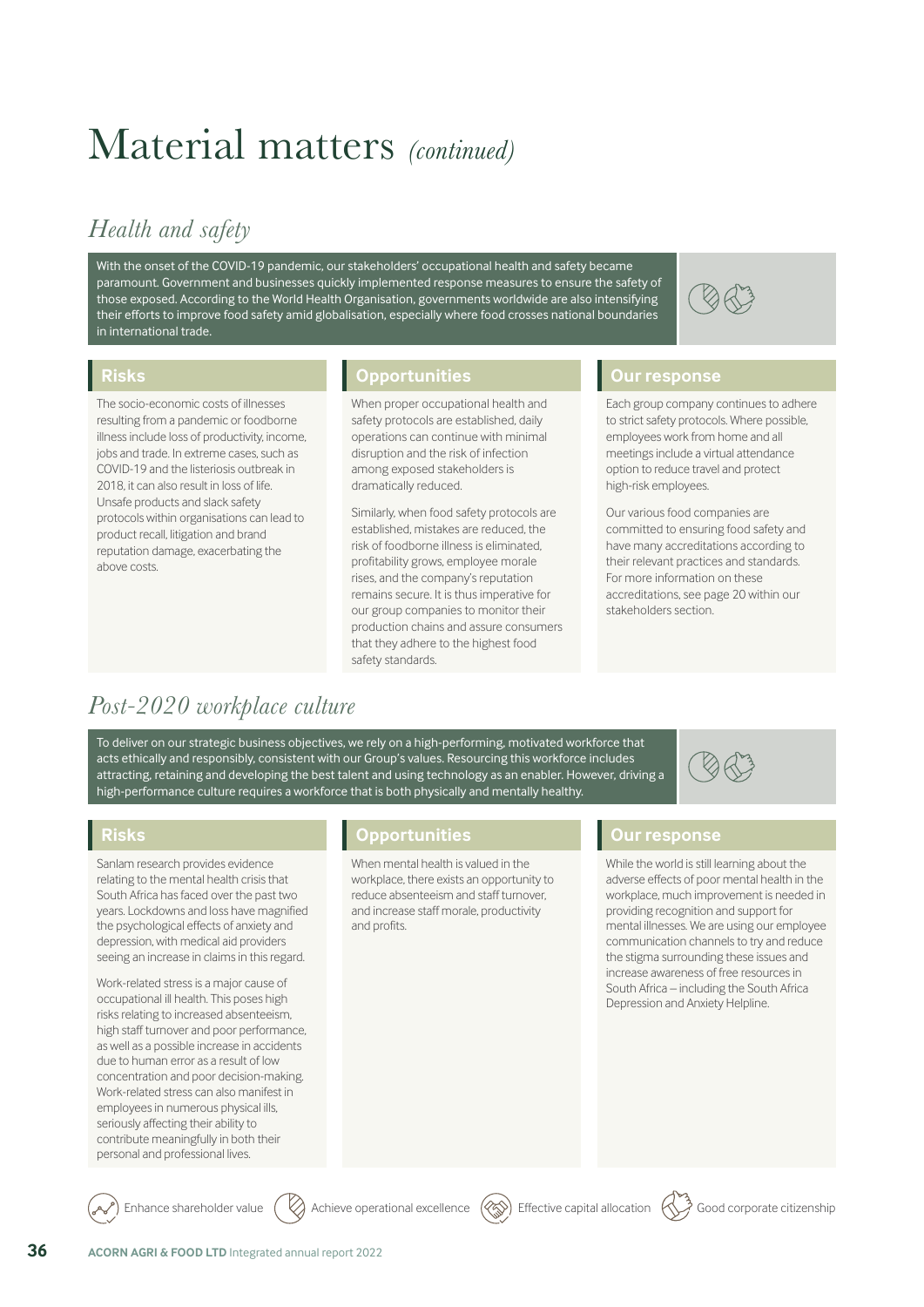# Material matters *(continued)*

## *Health and safety*

With the onset of the COVID-19 pandemic, our stakeholders' occupational health and safety became paramount. Government and businesses quickly implemented response measures to ensure the safety of those exposed. According to the World Health Organisation, governments worldwide are also intensifying their efforts to improve food safety amid globalisation, especially where food crosses national boundaries in international trade.

### Risks

The socio-economic costs of illnesses resulting from a pandemic or foodborne illness include loss of productivity, income, jobs and trade. In extreme cases, such as COVID-19 and the listeriosis outbreak in 2018, it can also result in loss of life. Unsafe products and slack safety protocols within organisations can lead to product recall, litigation and brand reputation damage, exacerbating the above costs.

### Opportunities

When proper occupational health and safety protocols are established, daily operations can continue with minimal disruption and the risk of infection among exposed stakeholders is dramatically reduced.

Similarly, when food safety protocols are established, mistakes are reduced, the risk of foodborne illness is eliminated, profitability grows, employee morale rises, and the company's reputation remains secure. It is thus imperative for our group companies to monitor their production chains and assure consumers that they adhere to the highest food safety standards.

### Our response

Each group company continues to adhere to strict safety protocols. Where possible, employees work from home and all meetings include a virtual attendance option to reduce travel and protect high-risk employees.

Our various food companies are committed to ensuring food safety and have many accreditations according to their relevant practices and standards. For more information on these accreditations, see page 20 within our stakeholders section.

## *Post-2020 workplace culture*

To deliver on our strategic business objectives, we rely on a high-performing, motivated workforce that acts ethically and responsibly, consistent with our Group's values. Resourcing this workforce includes attracting, retaining and developing the best talent and using technology as an enabler. However, driving a high-performance culture requires a workforce that is both physically and mentally healthy.

### Risks

Sanlam research provides evidence relating to the mental health crisis that South Africa has faced over the past two years. Lockdowns and loss have magnified the psychological effects of anxiety and depression, with medical aid providers seeing an increase in claims in this regard.

Work-related stress is a major cause of occupational ill health. This poses high risks relating to increased absenteeism, high staff turnover and poor performance, as well as a possible increase in accidents due to human error as a result of low concentration and poor decision-making. Work-related stress can also manifest in employees in numerous physical ills, seriously affecting their ability to contribute meaningfully in both their personal and professional lives.

### Opportunities

When mental health is valued in the workplace, there exists an opportunity to reduce absenteeism and staff turnover, and increase staff morale, productivity and profits.

### Our response

While the world is still learning about the adverse effects of poor mental health in the workplace, much improvement is needed in providing recognition and support for mental illnesses. We are using our employee communication channels to try and reduce the stigma surrounding these issues and increase awareness of free resources in South Africa – including the South Africa Depression and Anxiety Helpline.

Enhance shareholder value | Achieve operational excellence | Effective capital allocation | Good corporate citizenship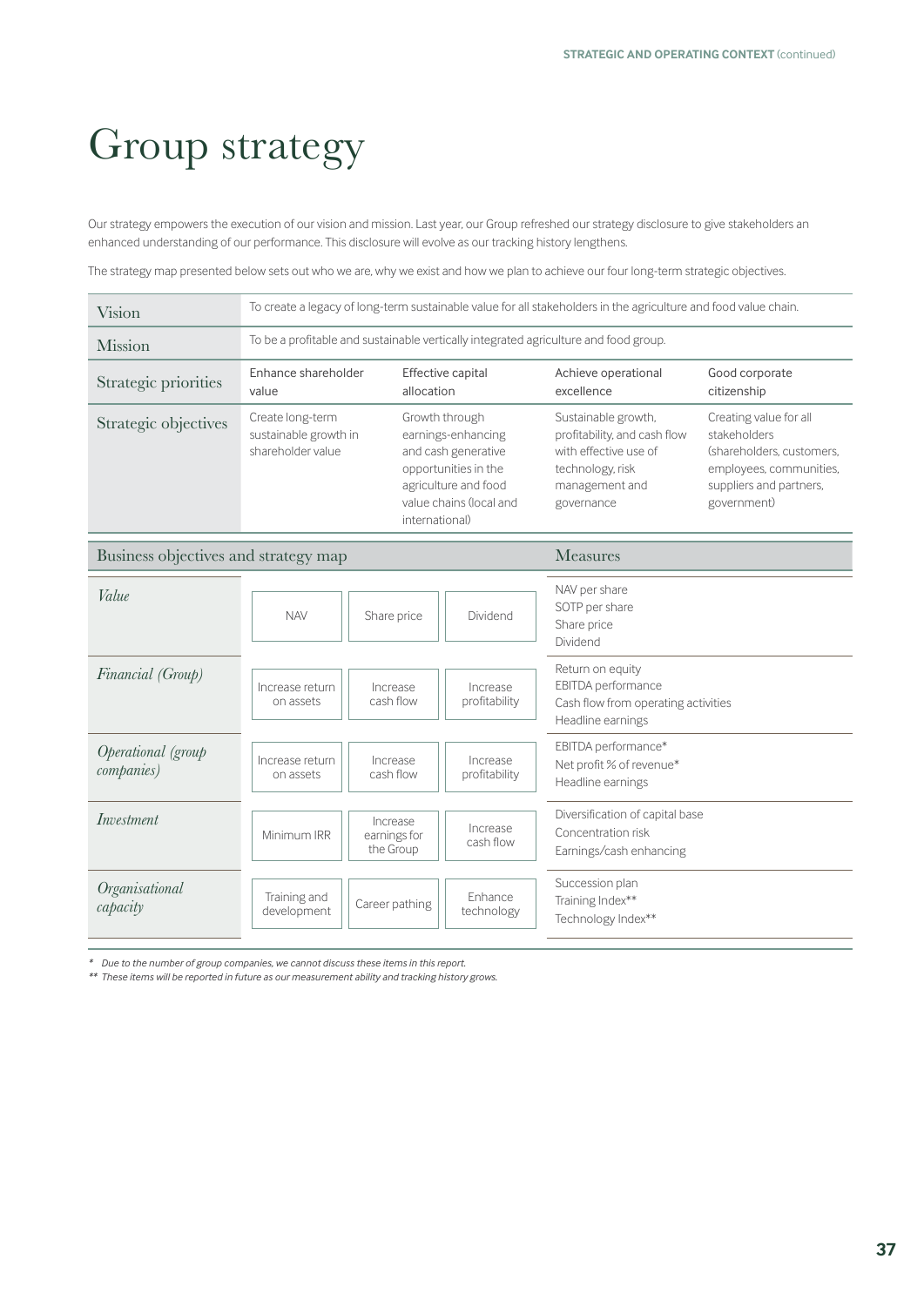# Group strategy

Our strategy empowers the execution of our vision and mission. Last year, our Group refreshed our strategy disclosure to give stakeholders an enhanced understanding of our performance. This disclosure will evolve as our tracking history lengthens.

The strategy map presented below sets out who we are, why we exist and how we plan to achieve our four long-term strategic objectives.

| | | | | |
|---|---|---|---|---|
| Vision | To create a legacy of long-term sustainable value for all stakeholders in the agriculture and food value chain. | | | |
| Mission | To be a profitable and sustainable vertically integrated agriculture and food group. | | | |
| Strategic priorities | Enhance shareholder value | Effective capital allocation | Achieve operational excellence | Good corporate citizenship |
| Strategic objectives | Create long-term sustainable growth in shareholder value | Growth through earnings-enhancing and cash generative opportunities in the agriculture and food value chains (local and international) | Sustainable growth, profitability, and cash flow with effective use of technology, risk management and governance | Creating value for all stakeholders (shareholders, customers, employees, communities, suppliers and partners, government) |

| Business objectives and strategy map | | | | Measures |
|---|---|---|---|---|
| *Value* | NAV | Share price | Dividend | NAV per share<br>SOTP per share<br>Share price<br>Dividend |
| *Financial (Group)* | Increase return on assets | Increase cash flow | Increase profitability | Return on equity<br>EBITDA performance<br>Cash flow from operating activities<br>Headline earnings |
| *Operational (group companies)* | Increase return on assets | Increase cash flow | Increase profitability | EBITDA performance*<br>Net profit % of revenue*<br>Headline earnings |
| *Investment* | Minimum IRR | Increase earnings for the Group | Increase cash flow | Diversification of capital base<br>Concentration risk<br>Earnings/cash enhancing |
| *Organisational capacity* | Training and development | Career pathing | Enhance technology | Succession plan<br>Training Index**<br>Technology Index** |

*\* Due to the number of group companies, we cannot discuss these items in this report.*

*\*\* These items will be reported in future as our measurement ability and tracking history grows.*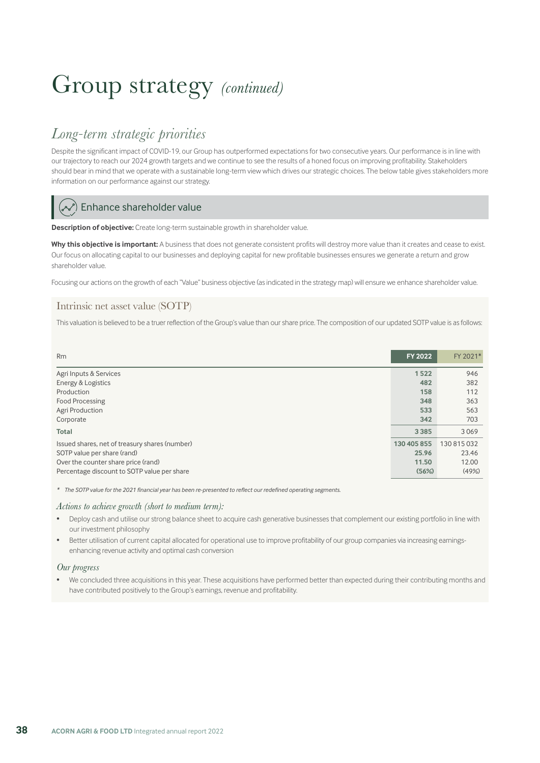# Group strategy *(continued)*

## *Long-term strategic priorities*

Despite the significant impact of COVID-19, our Group has outperformed expectations for two consecutive years. Our performance is in line with our trajectory to reach our 2024 growth targets and we continue to see the results of a honed focus on improving profitability. Stakeholders should bear in mind that we operate with a sustainable long-term view which drives our strategic choices. The below table gives stakeholders more information on our performance against our strategy.

### Enhance shareholder value

**Description of objective:** Create long-term sustainable growth in shareholder value.

**Why this objective is important:** A business that does not generate consistent profits will destroy more value than it creates and cease to exist. Our focus on allocating capital to our businesses and deploying capital for new profitable businesses ensures we generate a return and grow shareholder value.

Focusing our actions on the growth of each "Value" business objective (as indicated in the strategy map) will ensure we enhance shareholder value.

#### Intrinsic net asset value (SOTP)

This valuation is believed to be a truer reflection of the Group's value than our share price. The composition of our updated SOTP value is as follows:

| Rm | **FY 2022** | FY 2021* |
|---|---|---|
| Agri Inputs & Services | **1 522** | 946 |
| Energy & Logistics | **482** | 382 |
| Production | **158** | 112 |
| Food Processing | **348** | 363 |
| Agri Production | **533** | 563 |
| Corporate | **342** | 703 |
| **Total** | **3 385** | 3 069 |
| Issued shares, net of treasury shares (number) | **130 405 855** | 130 815 032 |
| SOTP value per share (rand) | **25.96** | 23.46 |
| Over the counter share price (rand) | **11.50** | 12.00 |
| Percentage discount to SOTP value per share | **(56%)** | (49%) |

*\* The SOTP value for the 2021 financial year has been re-presented to reflect our redefined operating segments.*

*Actions to achieve growth (short to medium term):*

- Deploy cash and utilise our strong balance sheet to acquire cash generative businesses that complement our existing portfolio in line with our investment philosophy
- Better utilisation of current capital allocated for operational use to improve profitability of our group companies via increasing earnings-enhancing revenue activity and optimal cash conversion

*Our progress*

- We concluded three acquisitions in this year. These acquisitions have performed better than expected during their contributing months and have contributed positively to the Group's earnings, revenue and profitability.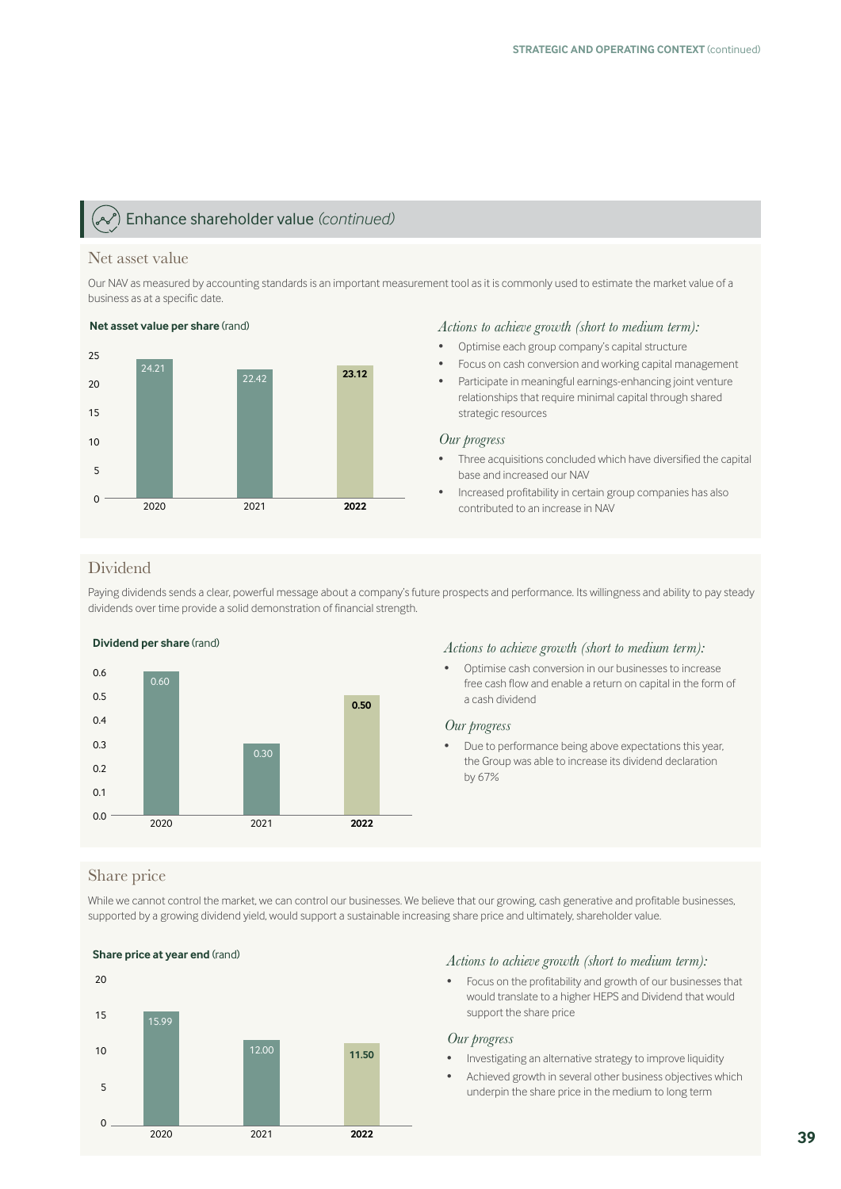## Enhance shareholder value *(continued)*

### Net asset value

Our NAV as measured by accounting standards is an important measurement tool as it is commonly used to estimate the market value of a business as at a specific date.

**Net asset value per share** (rand)

| Year | Net asset value per share (rand) |
|---|---|
| 2020 | 24.21 |
| 2021 | 22.42 |
| **2022** | **23.12** |

*Actions to achieve growth (short to medium term):*

- Optimise each group company's capital structure
- Focus on cash conversion and working capital management
- Participate in meaningful earnings-enhancing joint venture relationships that require minimal capital through shared strategic resources

*Our progress*

- Three acquisitions concluded which have diversified the capital base and increased our NAV
- Increased profitability in certain group companies has also contributed to an increase in NAV

### Dividend

Paying dividends sends a clear, powerful message about a company's future prospects and performance. Its willingness and ability to pay steady dividends over time provide a solid demonstration of financial strength.

**Dividend per share** (rand)

| Year | Dividend per share (rand) |
|---|---|
| 2020 | 0.60 |
| 2021 | 0.30 |
| **2022** | **0.50** |

*Actions to achieve growth (short to medium term):*

- Optimise cash conversion in our businesses to increase free cash flow and enable a return on capital in the form of a cash dividend

*Our progress*

- Due to performance being above expectations this year, the Group was able to increase its dividend declaration by 67%

### Share price

While we cannot control the market, we can control our businesses. We believe that our growing, cash generative and profitable businesses, supported by a growing dividend yield, would support a sustainable increasing share price and ultimately, shareholder value.

**Share price at year end** (rand)

| Year | Share price at year end (rand) |
|---|---|
| 2020 | 15.99 |
| 2021 | 12.00 |
| **2022** | **11.50** |

*Actions to achieve growth (short to medium term):*

- Focus on the profitability and growth of our businesses that would translate to a higher HEPS and Dividend that would support the share price

*Our progress*

- Investigating an alternative strategy to improve liquidity
- Achieved growth in several other business objectives which underpin the share price in the medium to long term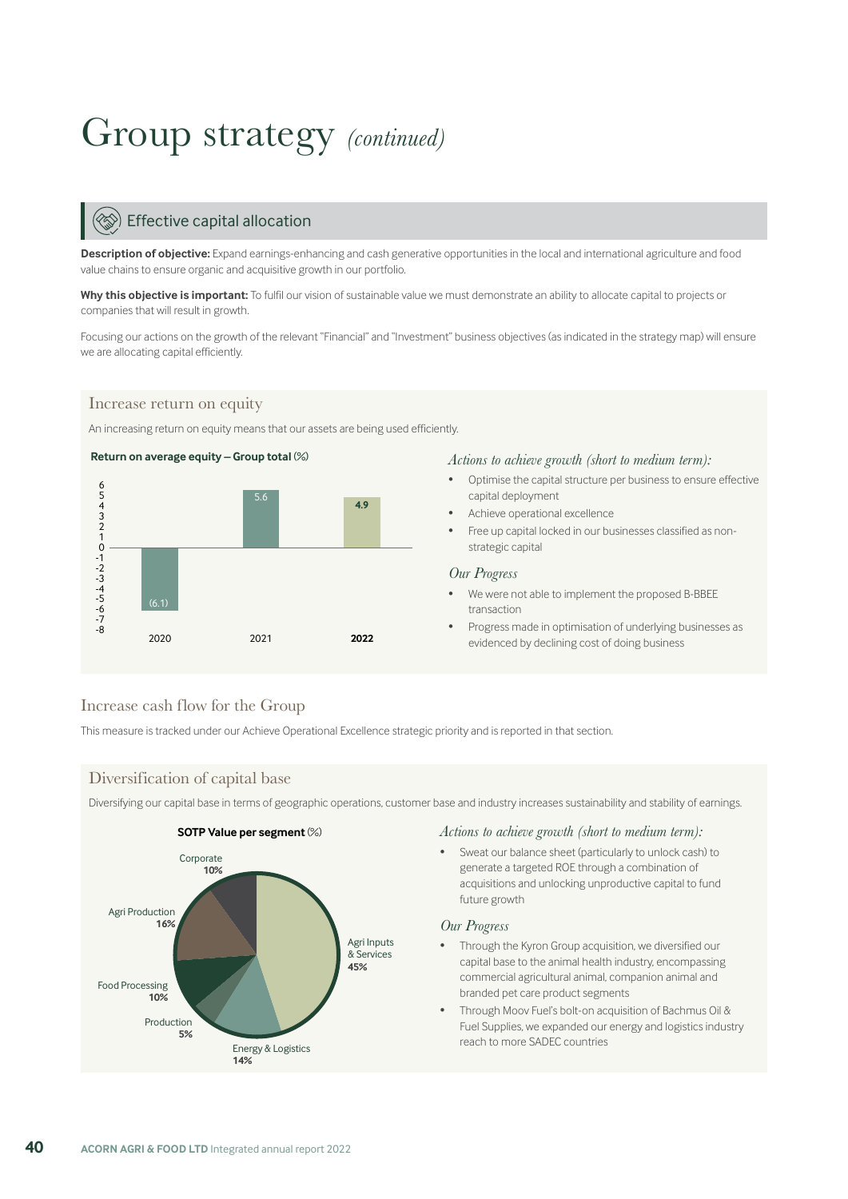# Group strategy *(continued)*

## Effective capital allocation

**Description of objective:** Expand earnings-enhancing and cash generative opportunities in the local and international agriculture and food value chains to ensure organic and acquisitive growth in our portfolio.

**Why this objective is important:** To fulfil our vision of sustainable value we must demonstrate an ability to allocate capital to projects or companies that will result in growth.

Focusing our actions on the growth of the relevant "Financial" and "Investment" business objectives (as indicated in the strategy map) will ensure we are allocating capital efficiently.

### Increase return on equity

An increasing return on equity means that our assets are being used efficiently.

**Return on average equity – Group total** (%)

| Year | % |
|---|---|
| 2020 | (6.1) |
| 2021 | 5.6 |
| **2022** | **4.9** |

*Actions to achieve growth (short to medium term):*

- Optimise the capital structure per business to ensure effective capital deployment
- Achieve operational excellence
- Free up capital locked in our businesses classified as non-strategic capital

*Our Progress*

- We were not able to implement the proposed B-BBEE transaction
- Progress made in optimisation of underlying businesses as evidenced by declining cost of doing business

### Increase cash flow for the Group

This measure is tracked under our Achieve Operational Excellence strategic priority and is reported in that section.

### Diversification of capital base

Diversifying our capital base in terms of geographic operations, customer base and industry increases sustainability and stability of earnings.

**SOTP Value per segment** (%)

| Segment | % |
|---|---|
| Agri Inputs & Services | 45% |
| Energy & Logistics | 14% |
| Production | 5% |
| Food Processing | 10% |
| Agri Production | 16% |
| Corporate | 10% |

*Actions to achieve growth (short to medium term):*

- Sweat our balance sheet (particularly to unlock cash) to generate a targeted ROE through a combination of acquisitions and unlocking unproductive capital to fund future growth

*Our Progress*

- Through the Kyron Group acquisition, we diversified our capital base to the animal health industry, encompassing commercial agricultural animal, companion animal and branded pet care product segments
- Through Moov Fuel's bolt-on acquisition of Bachmus Oil & Fuel Supplies, we expanded our energy and logistics industry reach to more SADEC countries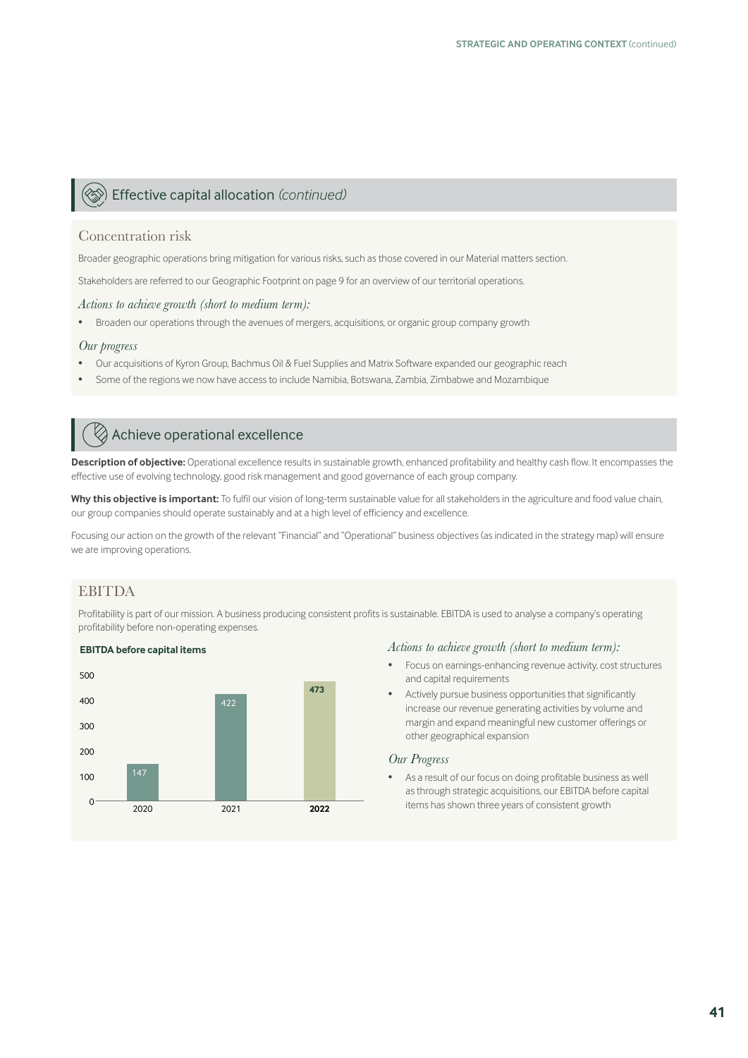## Effective capital allocation *(continued)*

### Concentration risk

Broader geographic operations bring mitigation for various risks, such as those covered in our Material matters section.

Stakeholders are referred to our Geographic Footprint on page 9 for an overview of our territorial operations.

*Actions to achieve growth (short to medium term):*

- Broaden our operations through the avenues of mergers, acquisitions, or organic group company growth

*Our progress*

- Our acquisitions of Kyron Group, Bachmus Oil & Fuel Supplies and Matrix Software expanded our geographic reach
- Some of the regions we now have access to include Namibia, Botswana, Zambia, Zimbabwe and Mozambique

## Achieve operational excellence

**Description of objective:** Operational excellence results in sustainable growth, enhanced profitability and healthy cash flow. It encompasses the effective use of evolving technology, good risk management and good governance of each group company.

**Why this objective is important:** To fulfil our vision of long-term sustainable value for all stakeholders in the agriculture and food value chain, our group companies should operate sustainably and at a high level of efficiency and excellence.

Focusing our action on the growth of the relevant "Financial" and "Operational" business objectives (as indicated in the strategy map) will ensure we are improving operations.

### EBITDA

Profitability is part of our mission. A business producing consistent profits is sustainable. EBITDA is used to analyse a company's operating profitability before non-operating expenses.

**EBITDA before capital items**

| Year | EBITDA before capital items |
|---|---|
| 2020 | 147 |
| 2021 | 422 |
| **2022** | **473** |

*Actions to achieve growth (short to medium term):*

- Focus on earnings-enhancing revenue activity, cost structures and capital requirements
- Actively pursue business opportunities that significantly increase our revenue generating activities by volume and margin and expand meaningful new customer offerings or other geographical expansion

*Our Progress*

- As a result of our focus on doing profitable business as well as through strategic acquisitions, our EBITDA before capital items has shown three years of consistent growth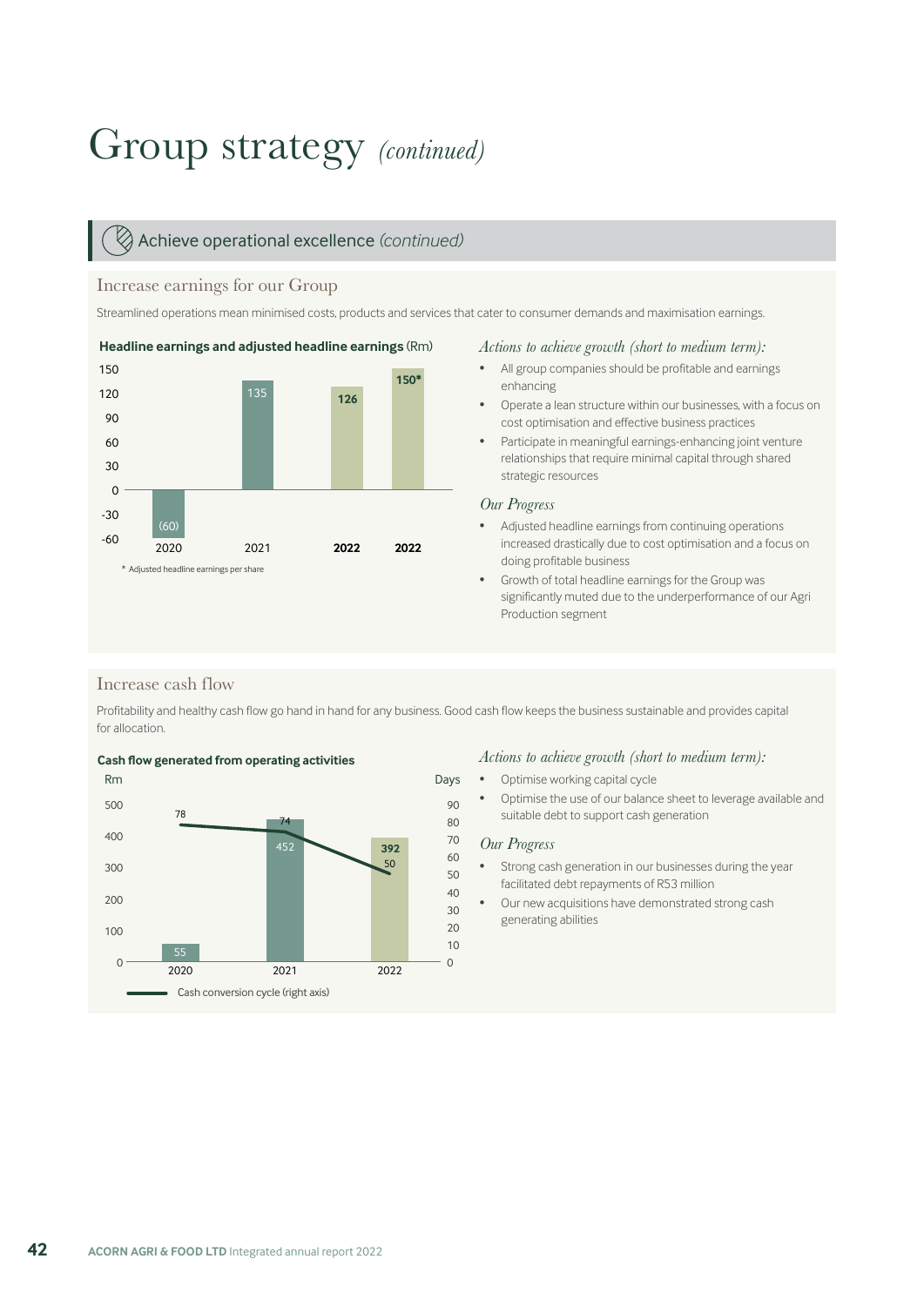# Group strategy *(continued)*

## Achieve operational excellence *(continued)*

### Increase earnings for our Group

Streamlined operations mean minimised costs, products and services that cater to consumer demands and maximisation earnings.

**Headline earnings and adjusted headline earnings** (Rm)

| Year | Rm |
|---|---|
| 2020 | (60) |
| 2021 | 135 |
| **2022** | **126** |
| **2022** | **150*** |

\* Adjusted headline earnings per share

*Actions to achieve growth (short to medium term):*

- All group companies should be profitable and earnings enhancing
- Operate a lean structure within our businesses, with a focus on cost optimisation and effective business practices
- Participate in meaningful earnings-enhancing joint venture relationships that require minimal capital through shared strategic resources

*Our Progress*

- Adjusted headline earnings from continuing operations increased drastically due to cost optimisation and a focus on doing profitable business
- Growth of total headline earnings for the Group was significantly muted due to the underperformance of our Agri Production segment

### Increase cash flow

Profitability and healthy cash flow go hand in hand for any business. Good cash flow keeps the business sustainable and provides capital for allocation.

**Cash flow generated from operating activities**

| Year | Cash flow (Rm) | Cash conversion cycle (Days, right axis) |
|---|---|---|
| 2020 | 55 | 78 |
| 2021 | 452 | 74 |
| 2022 | **392** | 50 |

*Actions to achieve growth (short to medium term):*

- Optimise working capital cycle
- Optimise the use of our balance sheet to leverage available and suitable debt to support cash generation

*Our Progress*

- Strong cash generation in our businesses during the year facilitated debt repayments of R53 million
- Our new acquisitions have demonstrated strong cash generating abilities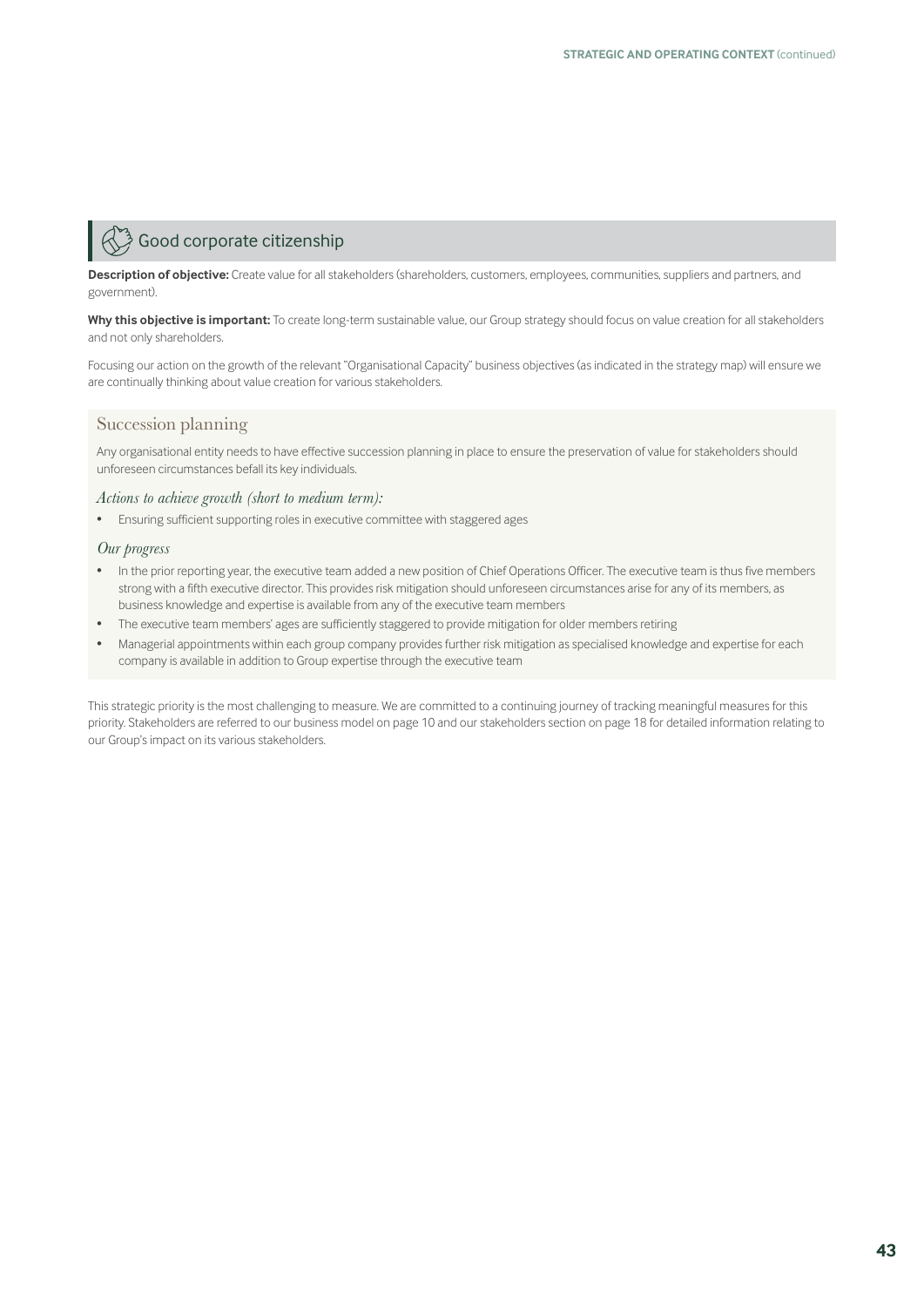## Good corporate citizenship

**Description of objective:** Create value for all stakeholders (shareholders, customers, employees, communities, suppliers and partners, and government).

**Why this objective is important:** To create long-term sustainable value, our Group strategy should focus on value creation for all stakeholders and not only shareholders.

Focusing our action on the growth of the relevant "Organisational Capacity" business objectives (as indicated in the strategy map) will ensure we are continually thinking about value creation for various stakeholders.

### Succession planning

Any organisational entity needs to have effective succession planning in place to ensure the preservation of value for stakeholders should unforeseen circumstances befall its key individuals.

*Actions to achieve growth (short to medium term):*

- Ensuring sufficient supporting roles in executive committee with staggered ages

*Our progress*

- In the prior reporting year, the executive team added a new position of Chief Operations Officer. The executive team is thus five members strong with a fifth executive director. This provides risk mitigation should unforeseen circumstances arise for any of its members, as business knowledge and expertise is available from any of the executive team members
- The executive team members' ages are sufficiently staggered to provide mitigation for older members retiring
- Managerial appointments within each group company provides further risk mitigation as specialised knowledge and expertise for each company is available in addition to Group expertise through the executive team

This strategic priority is the most challenging to measure. We are committed to a continuing journey of tracking meaningful measures for this priority. Stakeholders are referred to our business model on page 10 and our stakeholders section on page 18 for detailed information relating to our Group's impact on its various stakeholders.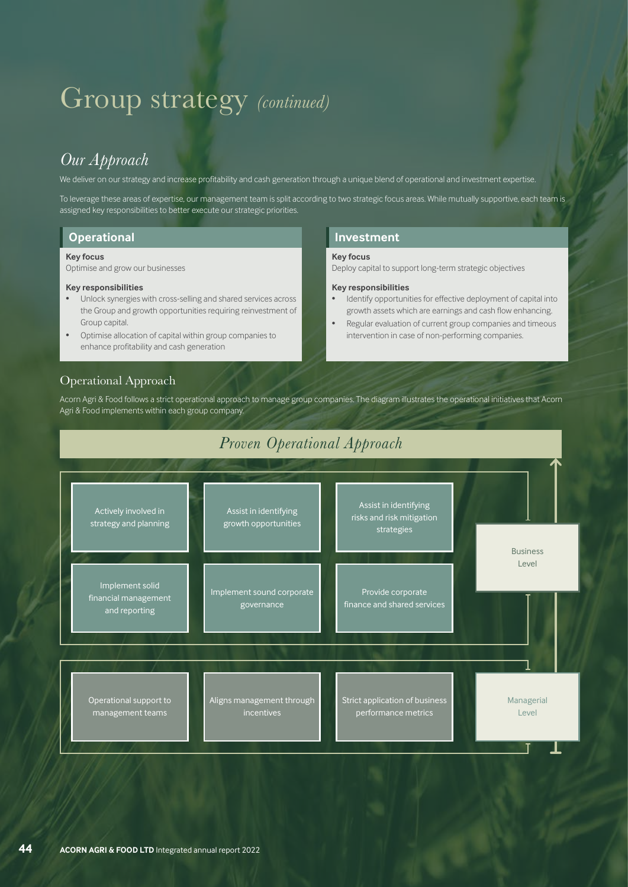# Group strategy *(continued)*

## *Our Approach*

We deliver on our strategy and increase profitability and cash generation through a unique blend of operational and investment expertise.

To leverage these areas of expertise, our management team is split according to two strategic focus areas. While mutually supportive, each team is assigned key responsibilities to better execute our strategic priorities.

### Operational

**Key focus**
Optimise and grow our businesses

**Key responsibilities**

- Unlock synergies with cross-selling and shared services across the Group and growth opportunities requiring reinvestment of Group capital.
- Optimise allocation of capital within group companies to enhance profitability and cash generation

### Investment

**Key focus**
Deploy capital to support long-term strategic objectives

**Key responsibilities**

- Identify opportunities for effective deployment of capital into growth assets which are earnings and cash flow enhancing.
- Regular evaluation of current group companies and timeous intervention in case of non-performing companies.

## Operational Approach

Acorn Agri & Food follows a strict operational approach to manage group companies. The diagram illustrates the operational initiatives that Acorn Agri & Food implements within each group company.

### *Proven Operational Approach*

**Business Level**

- Actively involved in strategy and planning
- Assist in identifying growth opportunities
- Assist in identifying risks and risk mitigation strategies
- Implement solid financial management and reporting
- Implement sound corporate governance
- Provide corporate finance and shared services

**Managerial Level**

- Operational support to management teams
- Aligns management through incentives
- Strict application of business performance metrics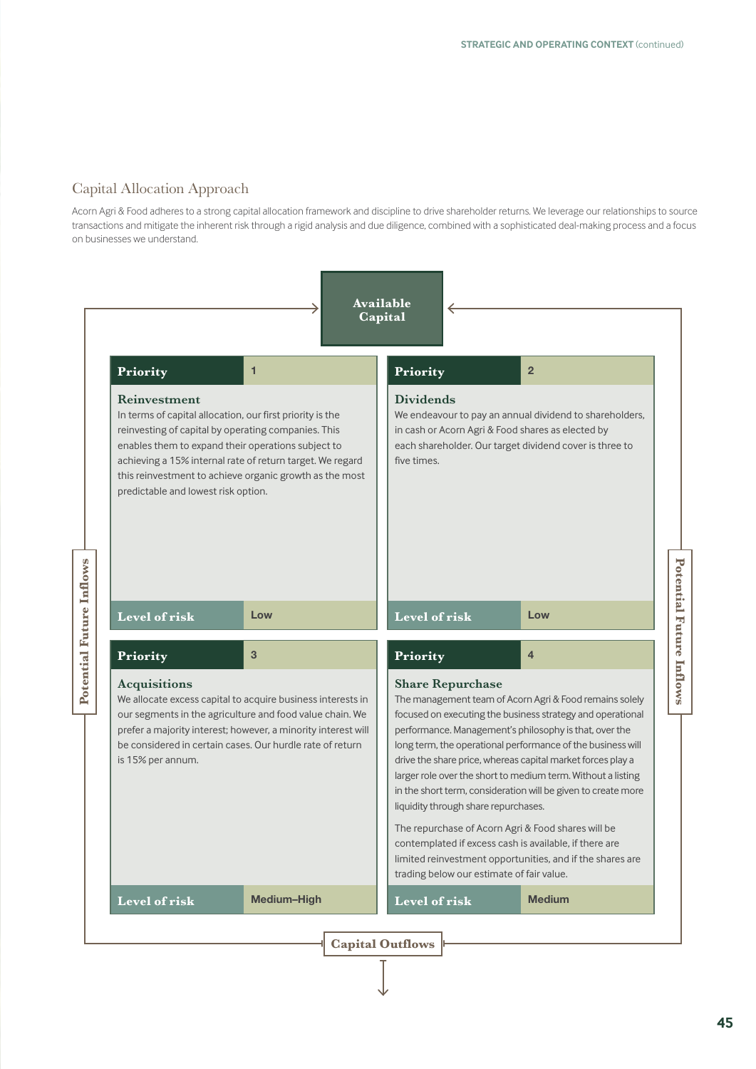## Capital Allocation Approach

Acorn Agri & Food adheres to a strong capital allocation framework and discipline to drive shareholder returns. We leverage our relationships to source transactions and mitigate the inherent risk through a rigid analysis and due diligence, combined with a sophisticated deal-making process and a focus on businesses we understand.

**Available Capital**

**Potential Future Inflows**

### Priority 1 – Reinvestment

In terms of capital allocation, our first priority is the reinvesting of capital by operating companies. This enables them to expand their operations subject to achieving a 15% internal rate of return target. We regard this reinvestment to achieve organic growth as the most predictable and lowest risk option.

**Level of risk:** Low

### Priority 2 – Dividends

We endeavour to pay an annual dividend to shareholders, in cash or Acorn Agri & Food shares as elected by each shareholder. Our target dividend cover is three to five times.

**Level of risk:** Low

### Priority 3 – Acquisitions

We allocate excess capital to acquire business interests in our segments in the agriculture and food value chain. We prefer a majority interest; however, a minority interest will be considered in certain cases. Our hurdle rate of return is 15% per annum.

**Level of risk:** Medium–High

### Priority 4 – Share Repurchase

The management team of Acorn Agri & Food remains solely focused on executing the business strategy and operational performance. Management's philosophy is that, over the long term, the operational performance of the business will drive the share price, whereas capital market forces play a larger role over the short to medium term. Without a listing in the short term, consideration will be given to create more liquidity through share repurchases.

The repurchase of Acorn Agri & Food shares will be contemplated if excess cash is available, if there are limited reinvestment opportunities, and if the shares are trading below our estimate of fair value.

**Level of risk:** Medium

**Capital Outflows**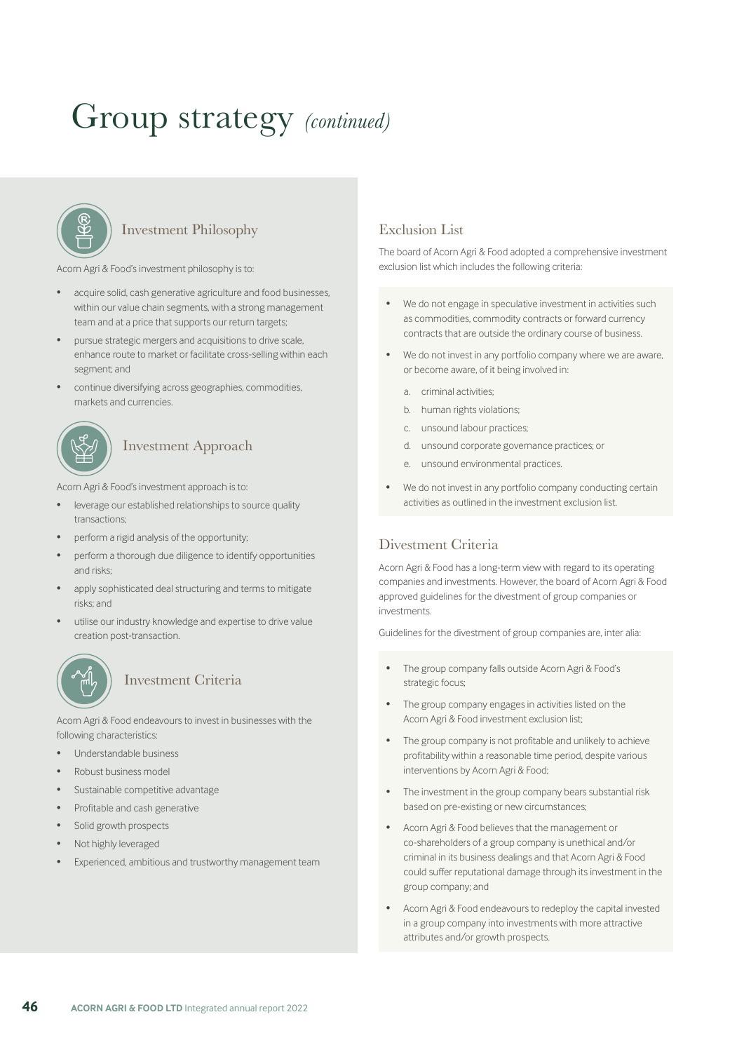# Group strategy *(continued)*

## Investment Philosophy

Acorn Agri & Food's investment philosophy is to:

- acquire solid, cash generative agriculture and food businesses, within our value chain segments, with a strong management team and at a price that supports our return targets;
- pursue strategic mergers and acquisitions to drive scale, enhance route to market or facilitate cross-selling within each segment; and
- continue diversifying across geographies, commodities, markets and currencies.

## Investment Approach

Acorn Agri & Food's investment approach is to:

- leverage our established relationships to source quality transactions;
- perform a rigid analysis of the opportunity;
- perform a thorough due diligence to identify opportunities and risks;
- apply sophisticated deal structuring and terms to mitigate risks; and
- utilise our industry knowledge and expertise to drive value creation post-transaction.

## Investment Criteria

Acorn Agri & Food endeavours to invest in businesses with the following characteristics:

- Understandable business
- Robust business model
- Sustainable competitive advantage
- Profitable and cash generative
- Solid growth prospects
- Not highly leveraged
- Experienced, ambitious and trustworthy management team

## Exclusion List

The board of Acorn Agri & Food adopted a comprehensive investment exclusion list which includes the following criteria:

- We do not engage in speculative investment in activities such as commodities, commodity contracts or forward currency contracts that are outside the ordinary course of business.
- We do not invest in any portfolio company where we are aware, or become aware, of it being involved in:
  a. criminal activities;
  b. human rights violations;
  c. unsound labour practices;
  d. unsound corporate governance practices; or
  e. unsound environmental practices.
- We do not invest in any portfolio company conducting certain activities as outlined in the investment exclusion list.

## Divestment Criteria

Acorn Agri & Food has a long-term view with regard to its operating companies and investments. However, the board of Acorn Agri & Food approved guidelines for the divestment of group companies or investments.

Guidelines for the divestment of group companies are, inter alia:

- The group company falls outside Acorn Agri & Food's strategic focus;
- The group company engages in activities listed on the Acorn Agri & Food investment exclusion list;
- The group company is not profitable and unlikely to achieve profitability within a reasonable time period, despite various interventions by Acorn Agri & Food;
- The investment in the group company bears substantial risk based on pre-existing or new circumstances;
- Acorn Agri & Food believes that the management or co-shareholders of a group company is unethical and/or criminal in its business dealings and that Acorn Agri & Food could suffer reputational damage through its investment in the group company; and
- Acorn Agri & Food endeavours to redeploy the capital invested in a group company into investments with more attractive attributes and/or growth prospects.